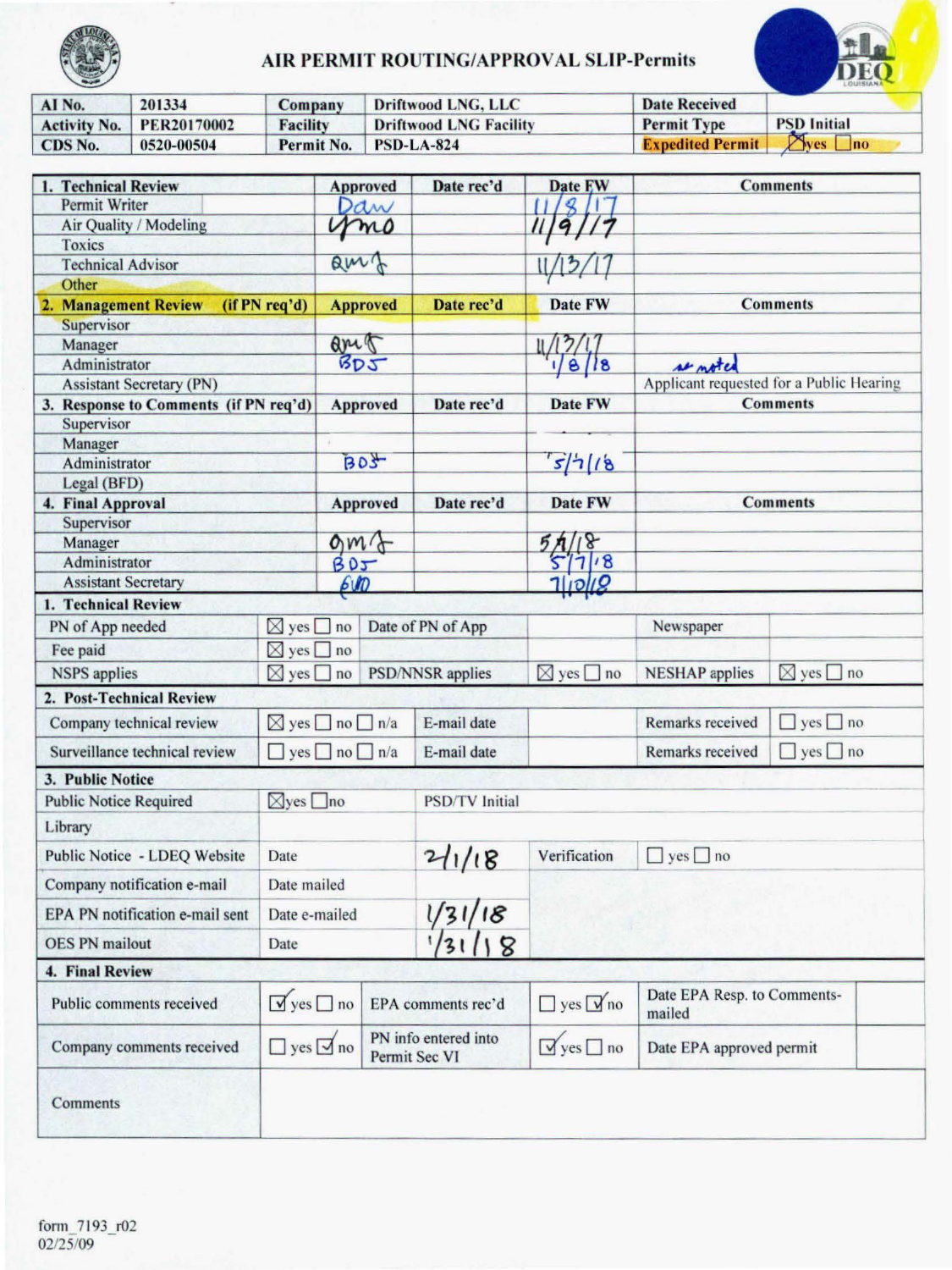# AIR PERMIT ROUTING/APPROVAL SLIP-Permits

| AI No. | 201334 | Company | Driftwood LNG, LLC | Date Received | |
|---|---|---|---|---|---|
| Activity No. | PER20170002 | Facility | Driftwood LNG Facility | Permit Type | PSD Initial |
| CDS No. | 0520-00504 | Permit No. | PSD-LA-824 | Expedited Permit | ☒yes ☐no |

| 1. Technical Review | Approved | Date rec'd | Date FW | Comments |
|---|---|---|---|---|
| Permit Writer | Daw | | 11/8/17 | |
| Air Quality / Modeling | ymo | | 11/9/17 | |
| Toxics | | | | |
| Technical Advisor | QMJ | | 11/13/17 | |
| Other | | | | |
| **2. Management Review (if PN req'd)** | **Approved** | **Date rec'd** | **Date FW** | **Comments** |
| Supervisor | | | | |
| Manager | QMJ | | 11/13/17 | |
| Administrator | BDJ | | 1/8/18 | as noted |
| Assistant Secretary (PN) | | | | Applicant requested for a Public Hearing |
| **3. Response to Comments (if PN req'd)** | **Approved** | **Date rec'd** | **Date FW** | **Comments** |
| Supervisor | | | | |
| Manager | | | | |
| Administrator | BDJ | | 5/7/18 | |
| Legal (BFD) | | | | |
| **4. Final Approval** | **Approved** | **Date rec'd** | **Date FW** | **Comments** |
| Supervisor | | | | |
| Manager | QMJ | | 5/7/18 | |
| Administrator | BDJ | | 5/7/18 | |
| Assistant Secretary | ED | | 7/10/18 | |

| 1. Technical Review | | | | | |
|---|---|---|---|---|---|
| PN of App needed | ☒ yes ☐ no | Date of PN of App | | Newspaper | |
| Fee paid | ☒ yes ☐ no | | | | |
| NSPS applies | ☒ yes ☐ no | PSD/NNSR applies | ☒ yes ☐ no | NESHAP applies | ☒ yes ☐ no |
| **2. Post-Technical Review** | | | | | |
| Company technical review | ☒ yes ☐ no ☐ n/a | E-mail date | | Remarks received | ☐ yes ☐ no |
| Surveillance technical review | ☐ yes ☐ no ☐ n/a | E-mail date | | Remarks received | ☐ yes ☐ no |
| **3. Public Notice** | | | | | |
| Public Notice Required | ☒yes ☐no | PSD/TV Initial | | | |
| Library | | | | | |
| Public Notice - LDEQ Website | Date | 2/1/18 | Verification | ☐ yes ☐ no | |
| Company notification e-mail | Date mailed | | | | |
| EPA PN notification e-mail sent | Date e-mailed | 1/31/18 | | | |
| OES PN mailout | Date | 1/31/18 | | | |
| **4. Final Review** | | | | | |
| Public comments received | ☑ yes ☐ no | EPA comments rec'd | ☐ yes ☑ no | Date EPA Resp. to Comments-mailed | |
| Company comments received | ☐ yes ☑ no | PN info entered into Permit Sec VI | ☑ yes ☐ no | Date EPA approved permit | |
| Comments | | | | | |

form_7193_r02
02/25/09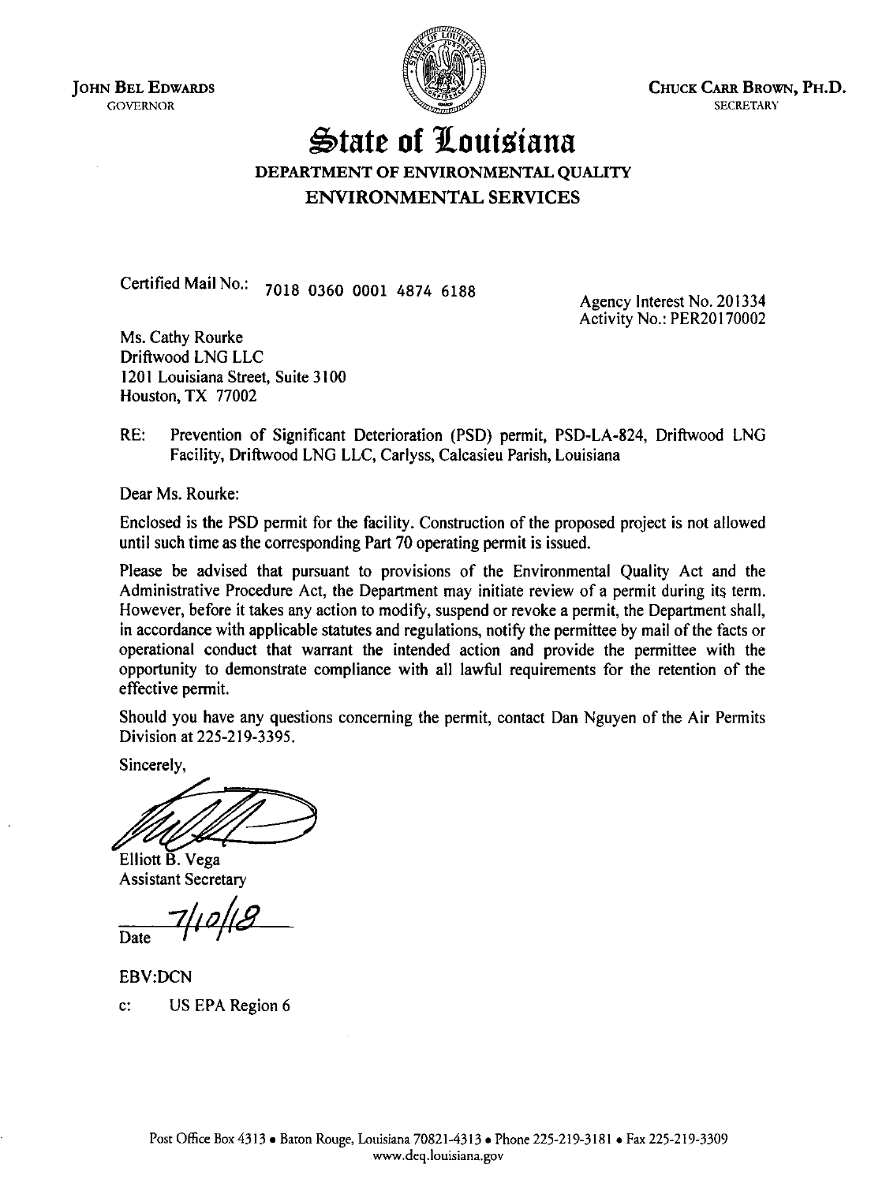JOHN BEL EDWARDS
GOVERNOR

CHUCK CARR BROWN, PH.D.
SECRETARY

# State of Louisiana

## DEPARTMENT OF ENVIRONMENTAL QUALITY
## ENVIRONMENTAL SERVICES

Certified Mail No.: 7018 0360 0001 4874 6188

Agency Interest No. 201334
Activity No.: PER20170002

Ms. Cathy Rourke
Driftwood LNG LLC
1201 Louisiana Street, Suite 3100
Houston, TX 77002

RE: Prevention of Significant Deterioration (PSD) permit, PSD-LA-824, Driftwood LNG Facility, Driftwood LNG LLC, Carlyss, Calcasieu Parish, Louisiana

Dear Ms. Rourke:

Enclosed is the PSD permit for the facility. Construction of the proposed project is not allowed until such time as the corresponding Part 70 operating permit is issued.

Please be advised that pursuant to provisions of the Environmental Quality Act and the Administrative Procedure Act, the Department may initiate review of a permit during its term. However, before it takes any action to modify, suspend or revoke a permit, the Department shall, in accordance with applicable statutes and regulations, notify the permittee by mail of the facts or operational conduct that warrant the intended action and provide the permittee with the opportunity to demonstrate compliance with all lawful requirements for the retention of the effective permit.

Should you have any questions concerning the permit, contact Dan Nguyen of the Air Permits Division at 225-219-3395.

Sincerely,

Elliott B. Vega
Assistant Secretary

7/10/18
Date

EBV:DCN

c: US EPA Region 6

Post Office Box 4313 • Baton Rouge, Louisiana 70821-4313 • Phone 225-219-3181 • Fax 225-219-3309
www.deq.louisiana.gov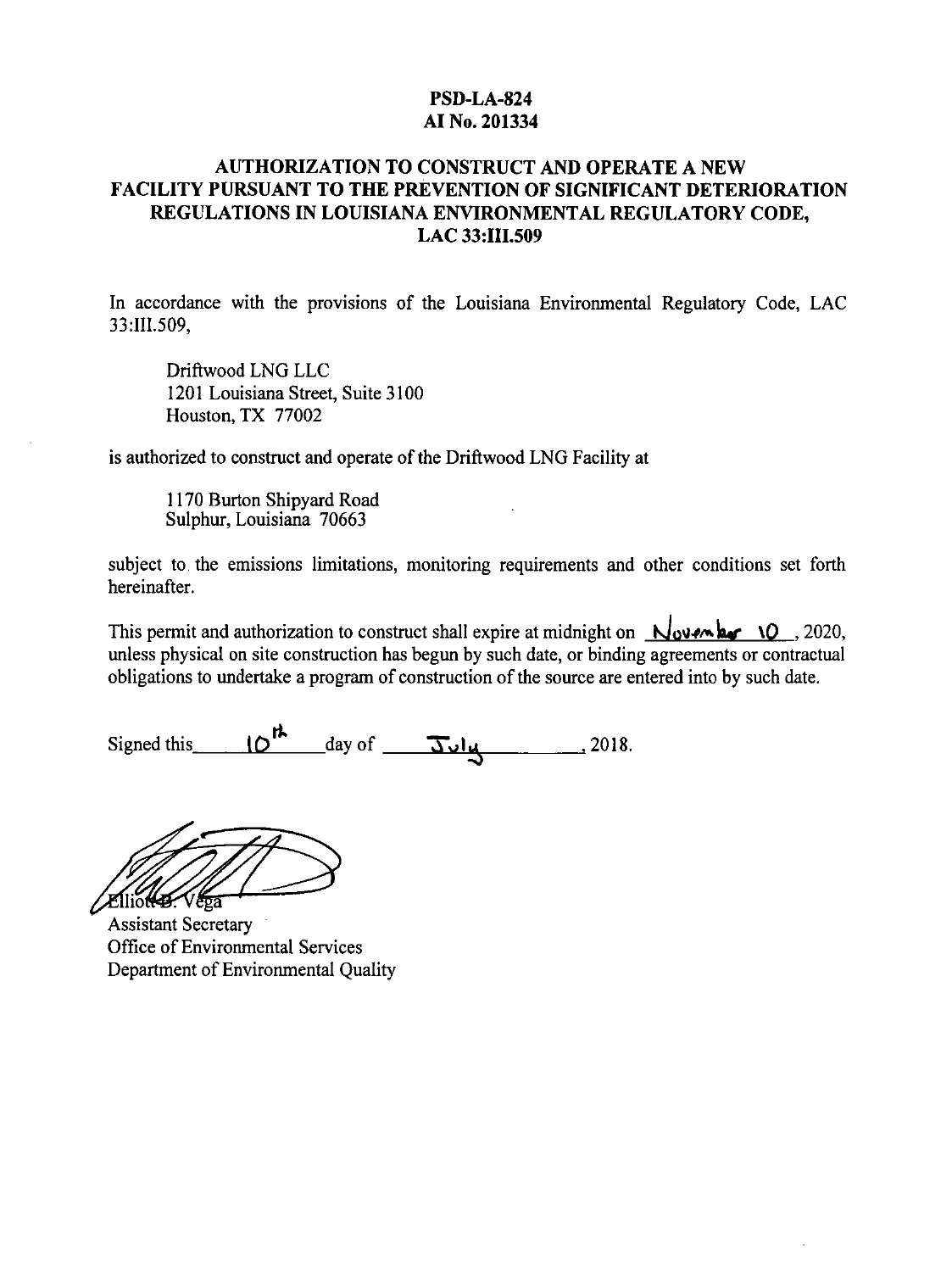**PSD-LA-824**
**AI No. 201334**

**AUTHORIZATION TO CONSTRUCT AND OPERATE A NEW FACILITY PURSUANT TO THE PREVENTION OF SIGNIFICANT DETERIORATION REGULATIONS IN LOUISIANA ENVIRONMENTAL REGULATORY CODE, LAC 33:III.509**

In accordance with the provisions of the Louisiana Environmental Regulatory Code, LAC 33:III.509,

> Driftwood LNG LLC
> 1201 Louisiana Street, Suite 3100
> Houston, TX 77002

is authorized to construct and operate of the Driftwood LNG Facility at

> 1170 Burton Shipyard Road
> Sulphur, Louisiana 70663

subject to the emissions limitations, monitoring requirements and other conditions set forth hereinafter.

This permit and authorization to construct shall expire at midnight on November 10, 2020, unless physical on site construction has begun by such date, or binding agreements or contractual obligations to undertake a program of construction of the source are entered into by such date.

Signed this 10th day of July, 2018.

Elliott B. Vega
Assistant Secretary
Office of Environmental Services
Department of Environmental Quality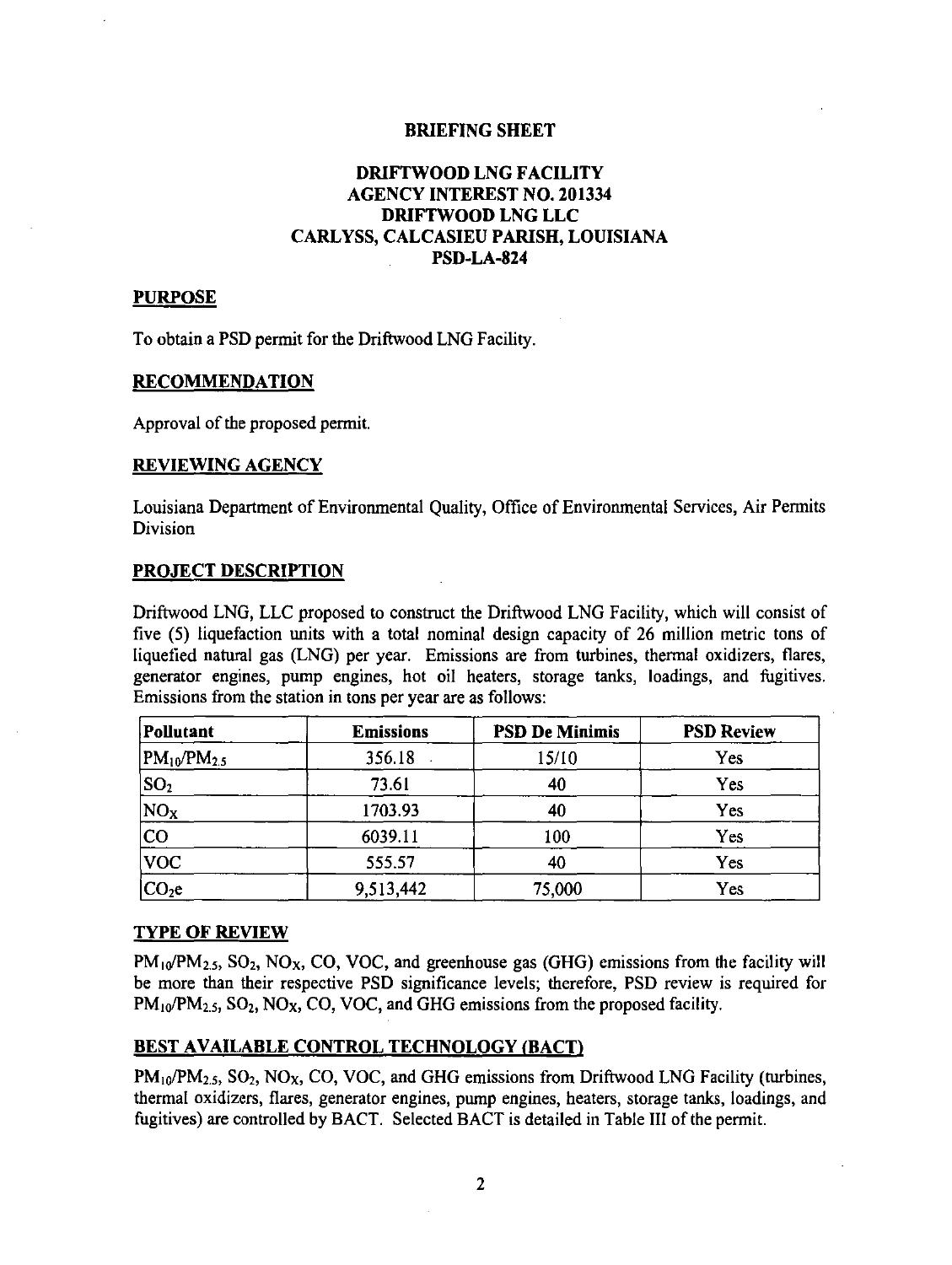# BRIEFING SHEET

## DRIFTWOOD LNG FACILITY
## AGENCY INTEREST NO. 201334
## DRIFTWOOD LNG LLC
## CARLYSS, CALCASIEU PARISH, LOUISIANA
## PSD-LA-824

### PURPOSE

To obtain a PSD permit for the Driftwood LNG Facility.

### RECOMMENDATION

Approval of the proposed permit.

### REVIEWING AGENCY

Louisiana Department of Environmental Quality, Office of Environmental Services, Air Permits Division

### PROJECT DESCRIPTION

Driftwood LNG, LLC proposed to construct the Driftwood LNG Facility, which will consist of five (5) liquefaction units with a total nominal design capacity of 26 million metric tons of liquefied natural gas (LNG) per year. Emissions are from turbines, thermal oxidizers, flares, generator engines, pump engines, hot oil heaters, storage tanks, loadings, and fugitives. Emissions from the station in tons per year are as follows:

| Pollutant | Emissions | PSD De Minimis | PSD Review |
|---|---|---|---|
| $PM_{10}/PM_{2.5}$ | 356.18 | 15/10 | Yes |
| $SO_2$ | 73.61 | 40 | Yes |
| $NO_X$ | 1703.93 | 40 | Yes |
| CO | 6039.11 | 100 | Yes |
| VOC | 555.57 | 40 | Yes |
| $CO_2e$ | 9,513,442 | 75,000 | Yes |

### TYPE OF REVIEW

$PM_{10}/PM_{2.5}$, $SO_2$, $NO_X$, CO, VOC, and greenhouse gas (GHG) emissions from the facility will be more than their respective PSD significance levels; therefore, PSD review is required for $PM_{10}/PM_{2.5}$, $SO_2$, $NO_X$, CO, VOC, and GHG emissions from the proposed facility.

### BEST AVAILABLE CONTROL TECHNOLOGY (BACT)

$PM_{10}/PM_{2.5}$, $SO_2$, $NO_X$, CO, VOC, and GHG emissions from Driftwood LNG Facility (turbines, thermal oxidizers, flares, generator engines, pump engines, heaters, storage tanks, loadings, and fugitives) are controlled by BACT. Selected BACT is detailed in Table III of the permit.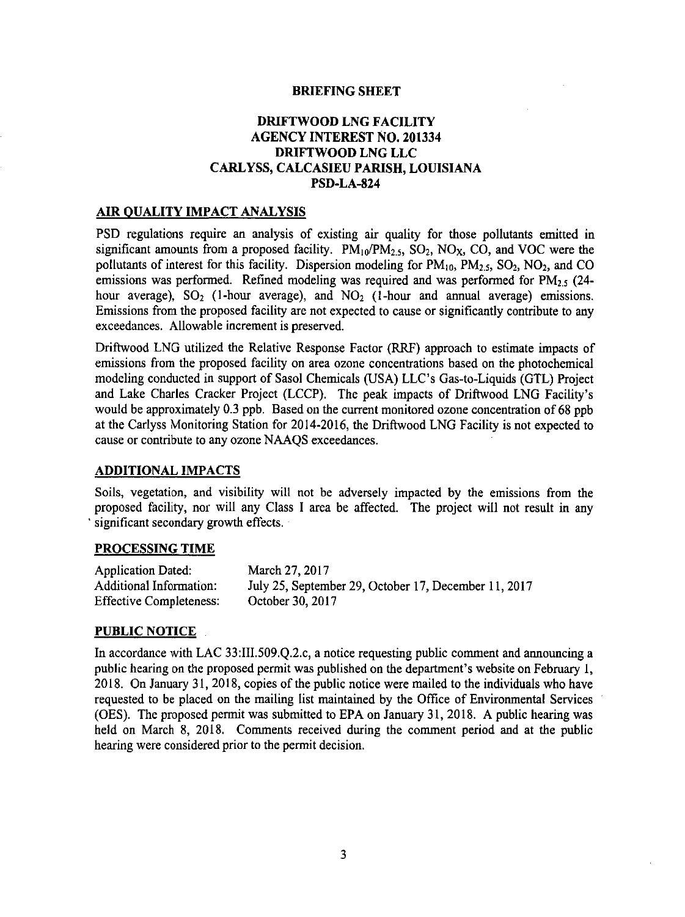**BRIEFING SHEET**

**DRIFTWOOD LNG FACILITY**
**AGENCY INTEREST NO. 201334**
**DRIFTWOOD LNG LLC**
**CARLYSS, CALCASIEU PARISH, LOUISIANA**
**PSD-LA-824**

## AIR QUALITY IMPACT ANALYSIS

PSD regulations require an analysis of existing air quality for those pollutants emitted in significant amounts from a proposed facility. $PM_{10}/PM_{2.5}$, $SO_2$, $NO_X$, CO, and VOC were the pollutants of interest for this facility. Dispersion modeling for $PM_{10}$, $PM_{2.5}$, $SO_2$, $NO_2$, and CO emissions was performed. Refined modeling was required and was performed for $PM_{2.5}$ (24-hour average), $SO_2$ (1-hour average), and $NO_2$ (1-hour and annual average) emissions. Emissions from the proposed facility are not expected to cause or significantly contribute to any exceedances. Allowable increment is preserved.

Driftwood LNG utilized the Relative Response Factor (RRF) approach to estimate impacts of emissions from the proposed facility on area ozone concentrations based on the photochemical modeling conducted in support of Sasol Chemicals (USA) LLC's Gas-to-Liquids (GTL) Project and Lake Charles Cracker Project (LCCP). The peak impacts of Driftwood LNG Facility's would be approximately 0.3 ppb. Based on the current monitored ozone concentration of 68 ppb at the Carlyss Monitoring Station for 2014-2016, the Driftwood LNG Facility is not expected to cause or contribute to any ozone NAAQS exceedances.

## ADDITIONAL IMPACTS

Soils, vegetation, and visibility will not be adversely impacted by the emissions from the proposed facility, nor will any Class I area be affected. The project will not result in any significant secondary growth effects.

## PROCESSING TIME

| | |
|---|---|
| Application Dated: | March 27, 2017 |
| Additional Information: | July 25, September 29, October 17, December 11, 2017 |
| Effective Completeness: | October 30, 2017 |

## PUBLIC NOTICE

In accordance with LAC 33:III.509.Q.2.c, a notice requesting public comment and announcing a public hearing on the proposed permit was published on the department's website on February 1, 2018. On January 31, 2018, copies of the public notice were mailed to the individuals who have requested to be placed on the mailing list maintained by the Office of Environmental Services (OES). The proposed permit was submitted to EPA on January 31, 2018. A public hearing was held on March 8, 2018. Comments received during the comment period and at the public hearing were considered prior to the permit decision.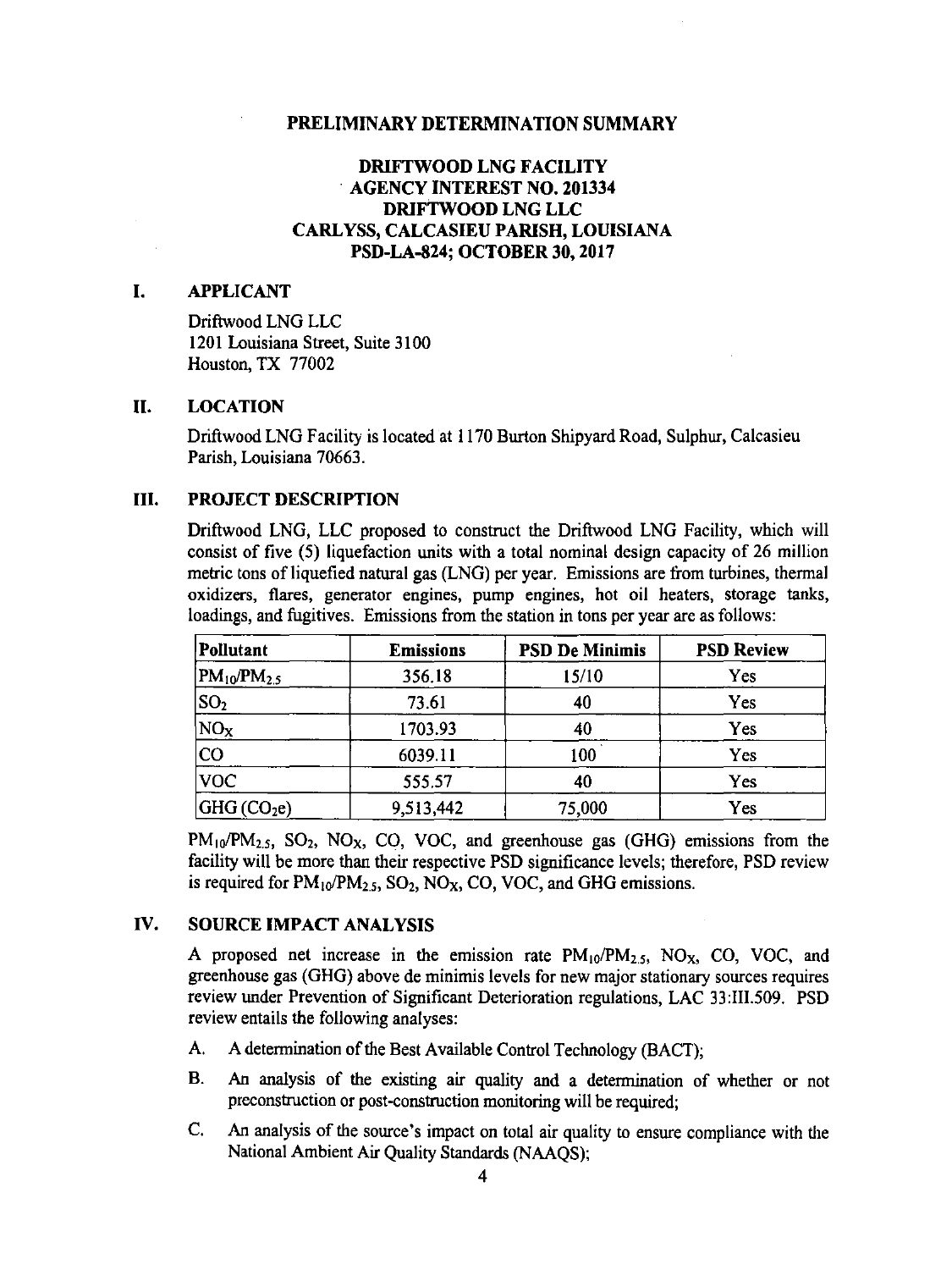# PRELIMINARY DETERMINATION SUMMARY

## DRIFTWOOD LNG FACILITY
## AGENCY INTEREST NO. 201334
## DRIFTWOOD LNG LLC
## CARLYSS, CALCASIEU PARISH, LOUISIANA
## PSD-LA-824; OCTOBER 30, 2017

## I. APPLICANT

Driftwood LNG LLC
1201 Louisiana Street, Suite 3100
Houston, TX 77002

## II. LOCATION

Driftwood LNG Facility is located at 1170 Burton Shipyard Road, Sulphur, Calcasieu Parish, Louisiana 70663.

## III. PROJECT DESCRIPTION

Driftwood LNG, LLC proposed to construct the Driftwood LNG Facility, which will consist of five (5) liquefaction units with a total nominal design capacity of 26 million metric tons of liquefied natural gas (LNG) per year. Emissions are from turbines, thermal oxidizers, flares, generator engines, pump engines, hot oil heaters, storage tanks, loadings, and fugitives. Emissions from the station in tons per year are as follows:

| Pollutant | Emissions | PSD De Minimis | PSD Review |
|---|---|---|---|
| $PM_{10}/PM_{2.5}$ | 356.18 | 15/10 | Yes |
| $SO_2$ | 73.61 | 40 | Yes |
| $NO_X$ | 1703.93 | 40 | Yes |
| CO | 6039.11 | 100 | Yes |
| VOC | 555.57 | 40 | Yes |
| GHG ($CO_2e$) | 9,513,442 | 75,000 | Yes |

$PM_{10}/PM_{2.5}$, $SO_2$, $NO_X$, CO, VOC, and greenhouse gas (GHG) emissions from the facility will be more than their respective PSD significance levels; therefore, PSD review is required for $PM_{10}/PM_{2.5}$, $SO_2$, $NO_X$, CO, VOC, and GHG emissions.

## IV. SOURCE IMPACT ANALYSIS

A proposed net increase in the emission rate $PM_{10}/PM_{2.5}$, $NO_X$, CO, VOC, and greenhouse gas (GHG) above de minimis levels for new major stationary sources requires review under Prevention of Significant Deterioration regulations, LAC 33:III.509. PSD review entails the following analyses:

A. A determination of the Best Available Control Technology (BACT);

B. An analysis of the existing air quality and a determination of whether or not preconstruction or post-construction monitoring will be required;

C. An analysis of the source's impact on total air quality to ensure compliance with the National Ambient Air Quality Standards (NAAQS);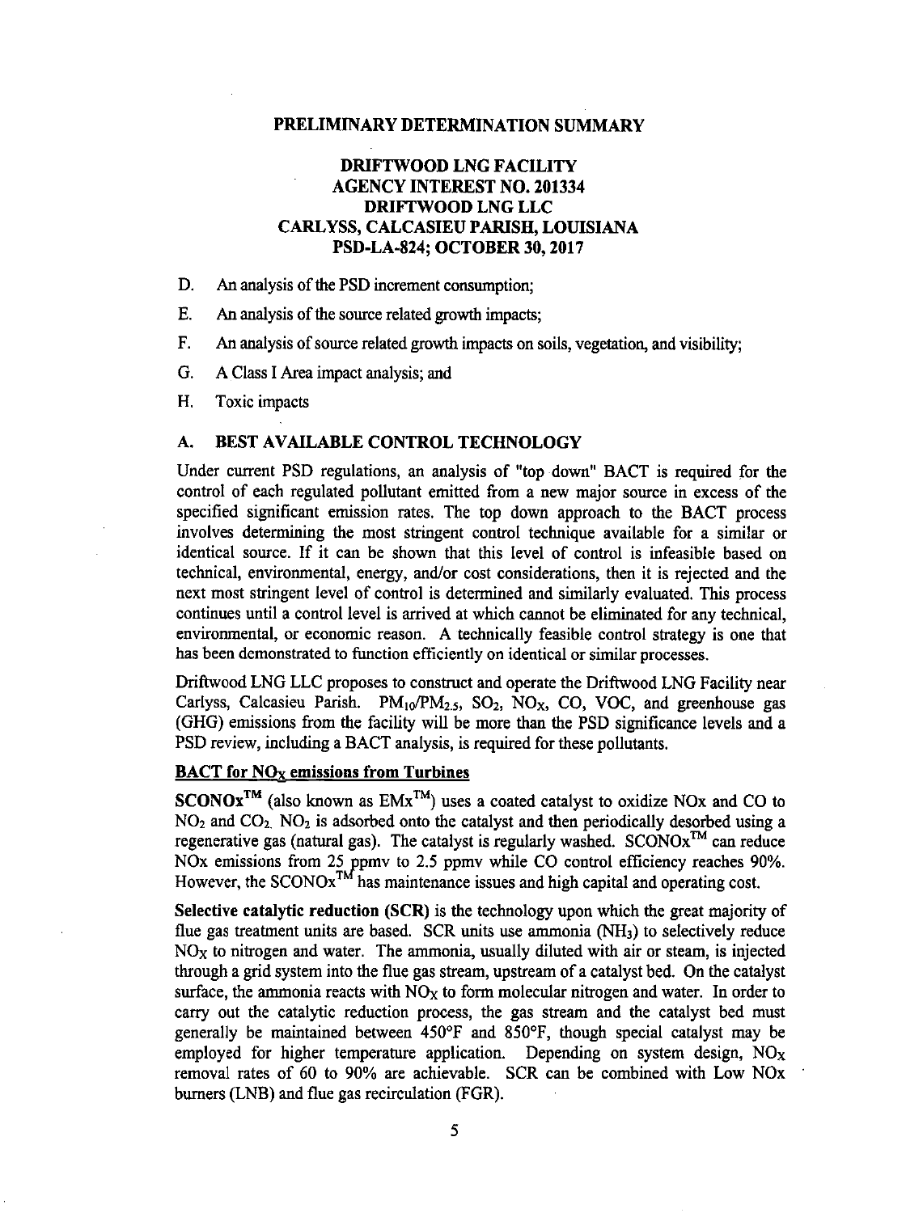**PRELIMINARY DETERMINATION SUMMARY**

**DRIFTWOOD LNG FACILITY**
**AGENCY INTEREST NO. 201334**
**DRIFTWOOD LNG LLC**
**CARLYSS, CALCASIEU PARISH, LOUISIANA**
**PSD-LA-824; OCTOBER 30, 2017**

D. An analysis of the PSD increment consumption;

E. An analysis of the source related growth impacts;

F. An analysis of source related growth impacts on soils, vegetation, and visibility;

G. A Class I Area impact analysis; and

H. Toxic impacts

## A. BEST AVAILABLE CONTROL TECHNOLOGY

Under current PSD regulations, an analysis of "top down" BACT is required for the control of each regulated pollutant emitted from a new major source in excess of the specified significant emission rates. The top down approach to the BACT process involves determining the most stringent control technique available for a similar or identical source. If it can be shown that this level of control is infeasible based on technical, environmental, energy, and/or cost considerations, then it is rejected and the next most stringent level of control is determined and similarly evaluated. This process continues until a control level is arrived at which cannot be eliminated for any technical, environmental, or economic reason. A technically feasible control strategy is one that has been demonstrated to function efficiently on identical or similar processes.

Driftwood LNG LLC proposes to construct and operate the Driftwood LNG Facility near Carlyss, Calcasieu Parish. $PM_{10}/PM_{2.5}$, $SO_2$, $NO_X$, CO, VOC, and greenhouse gas (GHG) emissions from the facility will be more than the PSD significance levels and a PSD review, including a BACT analysis, is required for these pollutants.

**BACT for $NO_X$ emissions from Turbines**

**SCONOx™** (also known as EMx™) uses a coated catalyst to oxidize NOx and CO to $NO_2$ and $CO_2$. $NO_2$ is adsorbed onto the catalyst and then periodically desorbed using a regenerative gas (natural gas). The catalyst is regularly washed. SCONOx™ can reduce NOx emissions from 25 ppmv to 2.5 ppmv while CO control efficiency reaches 90%. However, the SCONOx™ has maintenance issues and high capital and operating cost.

**Selective catalytic reduction (SCR)** is the technology upon which the great majority of flue gas treatment units are based. SCR units use ammonia ($NH_3$) to selectively reduce $NO_X$ to nitrogen and water. The ammonia, usually diluted with air or steam, is injected through a grid system into the flue gas stream, upstream of a catalyst bed. On the catalyst surface, the ammonia reacts with $NO_X$ to form molecular nitrogen and water. In order to carry out the catalytic reduction process, the gas stream and the catalyst bed must generally be maintained between 450°F and 850°F, though special catalyst may be employed for higher temperature application. Depending on system design, $NO_X$ removal rates of 60 to 90% are achievable. SCR can be combined with Low NOx burners (LNB) and flue gas recirculation (FGR).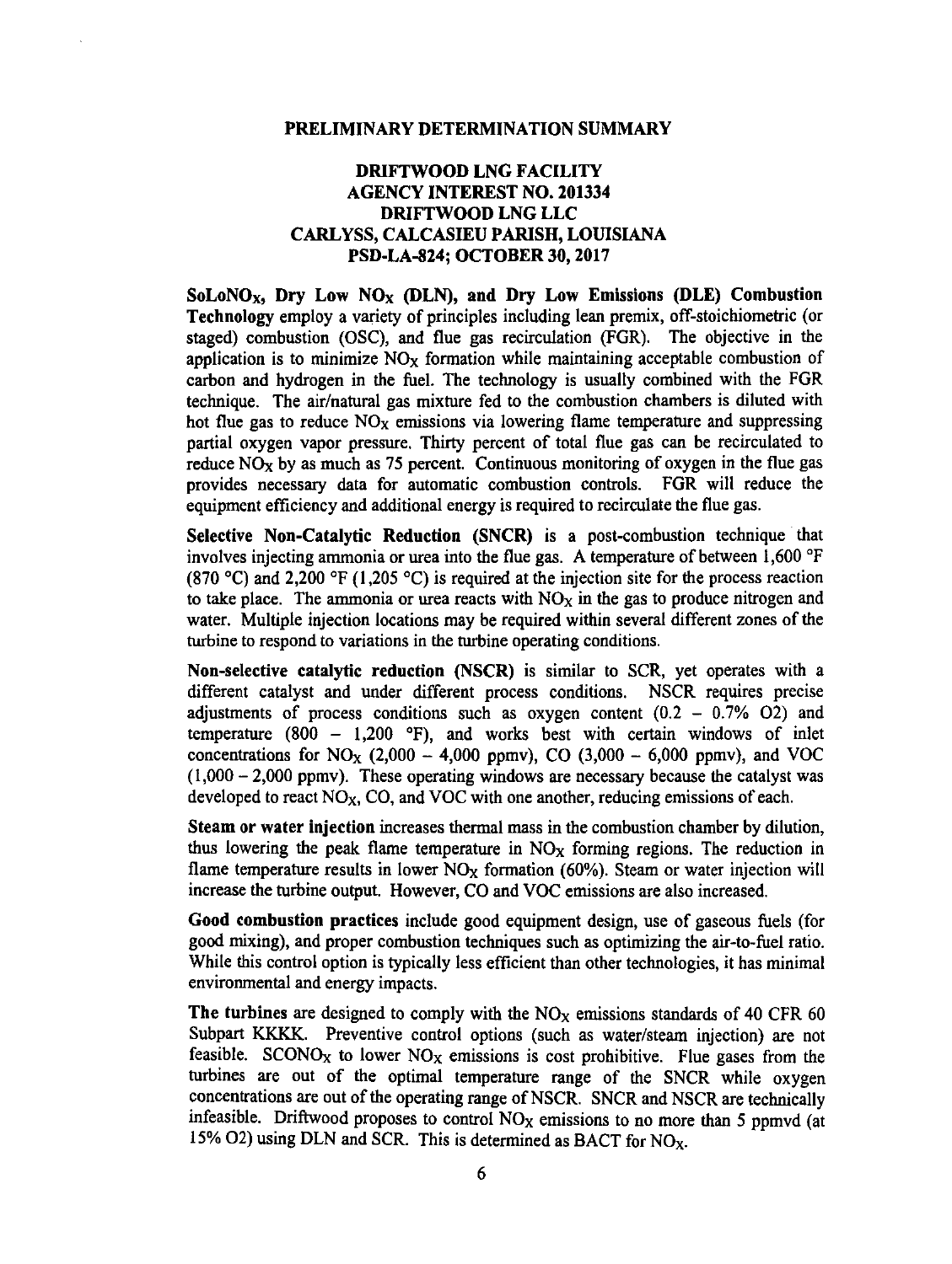**PRELIMINARY DETERMINATION SUMMARY**

**DRIFTWOOD LNG FACILITY**
**AGENCY INTEREST NO. 201334**
**DRIFTWOOD LNG LLC**
**CARLYSS, CALCASIEU PARISH, LOUISIANA**
**PSD-LA-824; OCTOBER 30, 2017**

**SoLoNO$_X$, Dry Low NO$_X$ (DLN), and Dry Low Emissions (DLE) Combustion Technology** employ a variety of principles including lean premix, off-stoichiometric (or staged) combustion (OSC), and flue gas recirculation (FGR). The objective in the application is to minimize NO$_X$ formation while maintaining acceptable combustion of carbon and hydrogen in the fuel. The technology is usually combined with the FGR technique. The air/natural gas mixture fed to the combustion chambers is diluted with hot flue gas to reduce NO$_X$ emissions via lowering flame temperature and suppressing partial oxygen vapor pressure. Thirty percent of total flue gas can be recirculated to reduce NO$_X$ by as much as 75 percent. Continuous monitoring of oxygen in the flue gas provides necessary data for automatic combustion controls. FGR will reduce the equipment efficiency and additional energy is required to recirculate the flue gas.

**Selective Non-Catalytic Reduction (SNCR)** is a post-combustion technique that involves injecting ammonia or urea into the flue gas. A temperature of between 1,600 °F (870 °C) and 2,200 °F (1,205 °C) is required at the injection site for the process reaction to take place. The ammonia or urea reacts with NO$_X$ in the gas to produce nitrogen and water. Multiple injection locations may be required within several different zones of the turbine to respond to variations in the turbine operating conditions.

**Non-selective catalytic reduction (NSCR)** is similar to SCR, yet operates with a different catalyst and under different process conditions. NSCR requires precise adjustments of process conditions such as oxygen content (0.2 – 0.7% $O_2$) and temperature (800 – 1,200 °F), and works best with certain windows of inlet concentrations for NO$_X$ (2,000 – 4,000 ppmv), CO (3,000 – 6,000 ppmv), and VOC (1,000 – 2,000 ppmv). These operating windows are necessary because the catalyst was developed to react NO$_X$, CO, and VOC with one another, reducing emissions of each.

**Steam or water injection** increases thermal mass in the combustion chamber by dilution, thus lowering the peak flame temperature in NO$_X$ forming regions. The reduction in flame temperature results in lower NO$_X$ formation (60%). Steam or water injection will increase the turbine output. However, CO and VOC emissions are also increased.

**Good combustion practices** include good equipment design, use of gaseous fuels (for good mixing), and proper combustion techniques such as optimizing the air-to-fuel ratio. While this control option is typically less efficient than other technologies, it has minimal environmental and energy impacts.

**The turbines** are designed to comply with the NO$_X$ emissions standards of 40 CFR 60 Subpart KKKK. Preventive control options (such as water/steam injection) are not feasible. SCONO$_X$ to lower NO$_X$ emissions is cost prohibitive. Flue gases from the turbines are out of the optimal temperature range of the SNCR while oxygen concentrations are out of the operating range of NSCR. SNCR and NSCR are technically infeasible. Driftwood proposes to control NO$_X$ emissions to no more than 5 ppmvd (at 15% $O_2$) using DLN and SCR. This is determined as BACT for NO$_X$.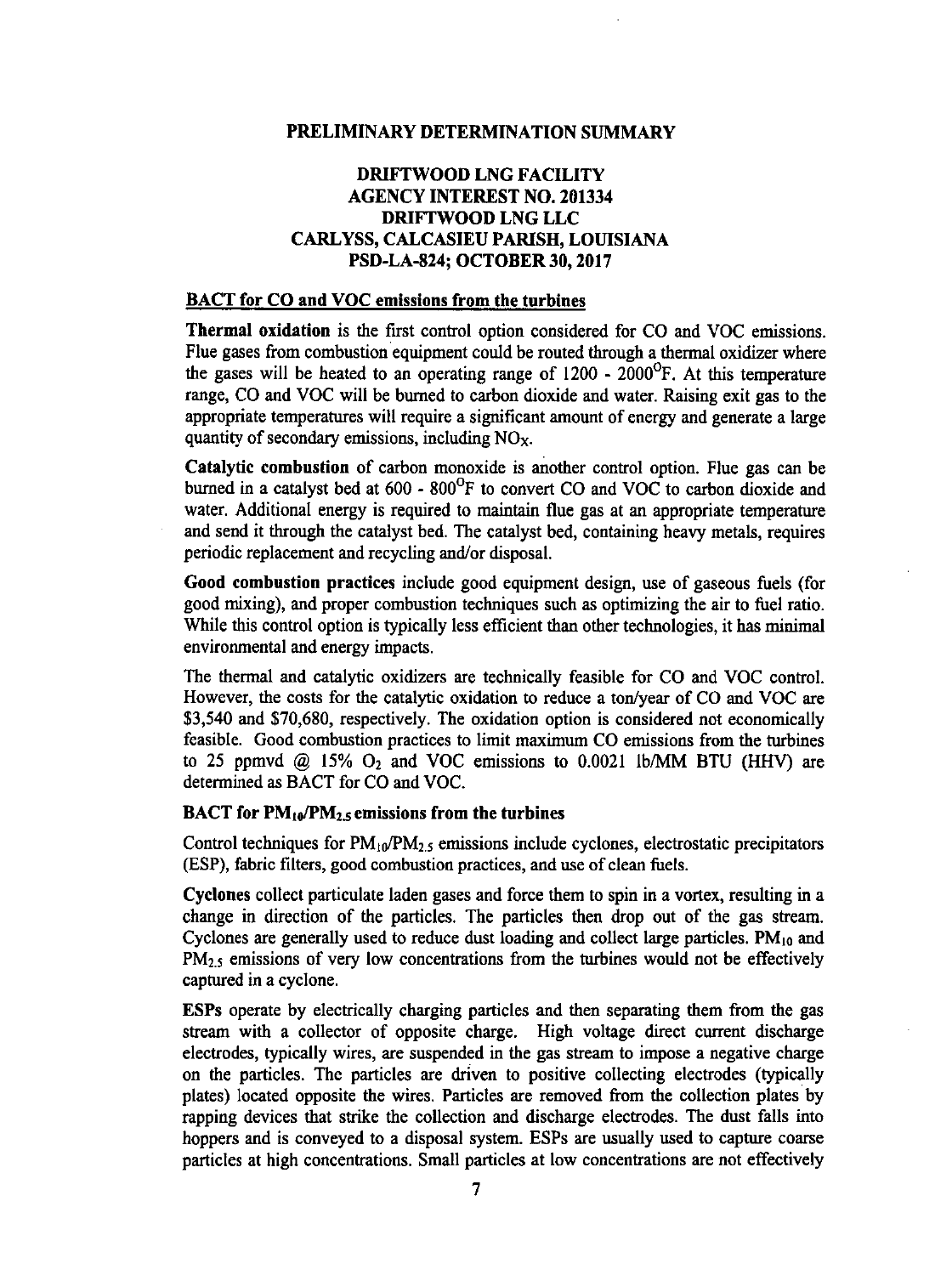# PRELIMINARY DETERMINATION SUMMARY

## DRIFTWOOD LNG FACILITY
## AGENCY INTEREST NO. 201334
## DRIFTWOOD LNG LLC
## CARLYSS, CALCASIEU PARISH, LOUISIANA
## PSD-LA-824; OCTOBER 30, 2017

### BACT for CO and VOC emissions from the turbines

**Thermal oxidation** is the first control option considered for CO and VOC emissions. Flue gases from combustion equipment could be routed through a thermal oxidizer where the gases will be heated to an operating range of 1200 - 2000°F. At this temperature range, CO and VOC will be burned to carbon dioxide and water. Raising exit gas to the appropriate temperatures will require a significant amount of energy and generate a large quantity of secondary emissions, including $NO_X$.

**Catalytic combustion** of carbon monoxide is another control option. Flue gas can be burned in a catalyst bed at 600 - 800°F to convert CO and VOC to carbon dioxide and water. Additional energy is required to maintain flue gas at an appropriate temperature and send it through the catalyst bed. The catalyst bed, containing heavy metals, requires periodic replacement and recycling and/or disposal.

**Good combustion practices** include good equipment design, use of gaseous fuels (for good mixing), and proper combustion techniques such as optimizing the air to fuel ratio. While this control option is typically less efficient than other technologies, it has minimal environmental and energy impacts.

The thermal and catalytic oxidizers are technically feasible for CO and VOC control. However, the costs for the catalytic oxidation to reduce a ton/year of CO and VOC are \$3,540 and \$70,680, respectively. The oxidation option is considered not economically feasible. Good combustion practices to limit maximum CO emissions from the turbines to 25 ppmvd @ 15% $O_2$ and VOC emissions to 0.0021 lb/MM BTU (HHV) are determined as BACT for CO and VOC.

### BACT for $PM_{10}$/$PM_{2.5}$ emissions from the turbines

Control techniques for $PM_{10}$/$PM_{2.5}$ emissions include cyclones, electrostatic precipitators (ESP), fabric filters, good combustion practices, and use of clean fuels.

**Cyclones** collect particulate laden gases and force them to spin in a vortex, resulting in a change in direction of the particles. The particles then drop out of the gas stream. Cyclones are generally used to reduce dust loading and collect large particles. $PM_{10}$ and $PM_{2.5}$ emissions of very low concentrations from the turbines would not be effectively captured in a cyclone.

**ESPs** operate by electrically charging particles and then separating them from the gas stream with a collector of opposite charge. High voltage direct current discharge electrodes, typically wires, are suspended in the gas stream to impose a negative charge on the particles. The particles are driven to positive collecting electrodes (typically plates) located opposite the wires. Particles are removed from the collection plates by rapping devices that strike the collection and discharge electrodes. The dust falls into hoppers and is conveyed to a disposal system. ESPs are usually used to capture coarse particles at high concentrations. Small particles at low concentrations are not effectively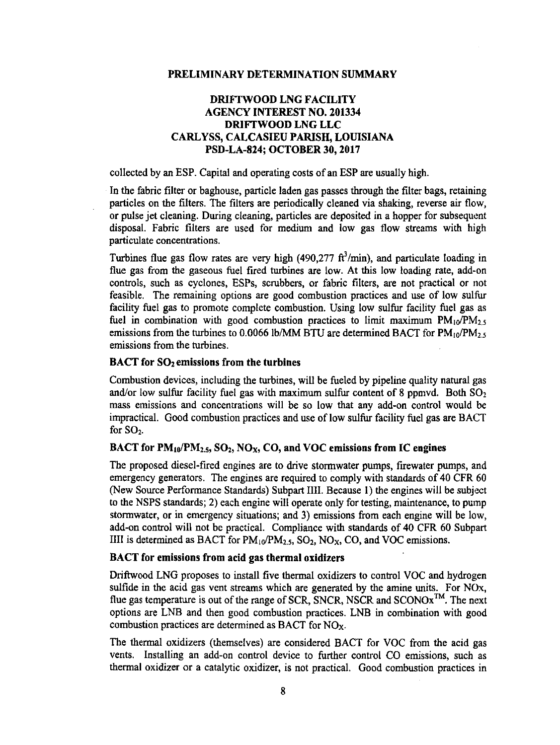collected by an ESP. Capital and operating costs of an ESP are usually high.

In the fabric filter or baghouse, particle laden gas passes through the filter bags, retaining particles on the filters. The filters are periodically cleaned via shaking, reverse air flow, or pulse jet cleaning. During cleaning, particles are deposited in a hopper for subsequent disposal. Fabric filters are used for medium and low gas flow streams with high particulate concentrations.

Turbines flue gas flow rates are very high (490,277 $ft^3$/min), and particulate loading in flue gas from the gaseous fuel fired turbines are low. At this low loading rate, add-on controls, such as cyclones, ESPs, scrubbers, or fabric filters, are not practical or not feasible. The remaining options are good combustion practices and use of low sulfur facility fuel gas to promote complete combustion. Using low sulfur facility fuel gas as fuel in combination with good combustion practices to limit maximum $PM_{10}/PM_{2.5}$ emissions from the turbines to 0.0066 lb/MM BTU are determined BACT for $PM_{10}/PM_{2.5}$ emissions from the turbines.

**BACT for $SO_2$ emissions from the turbines**

Combustion devices, including the turbines, will be fueled by pipeline quality natural gas and/or low sulfur facility fuel gas with maximum sulfur content of 8 ppmvd. Both $SO_2$ mass emissions and concentrations will be so low that any add-on control would be impractical. Good combustion practices and use of low sulfur facility fuel gas are BACT for $SO_2$.

**BACT for $PM_{10}/PM_{2.5}$, $SO_2$, $NO_X$, CO, and VOC emissions from IC engines**

The proposed diesel-fired engines are to drive stormwater pumps, firewater pumps, and emergency generators. The engines are required to comply with standards of 40 CFR 60 (New Source Performance Standards) Subpart IIII. Because 1) the engines will be subject to the NSPS standards; 2) each engine will operate only for testing, maintenance, to pump stormwater, or in emergency situations; and 3) emissions from each engine will be low, add-on control will not be practical. Compliance with standards of 40 CFR 60 Subpart IIII is determined as BACT for $PM_{10}/PM_{2.5}$, $SO_2$, $NO_X$, CO, and VOC emissions.

**BACT for emissions from acid gas thermal oxidizers**

Driftwood LNG proposes to install five thermal oxidizers to control VOC and hydrogen sulfide in the acid gas vent streams which are generated by the amine units. For NOx, flue gas temperature is out of the range of SCR, SNCR, NSCR and SCONOx™. The next options are LNB and then good combustion practices. LNB in combination with good combustion practices are determined as BACT for $NO_X$.

The thermal oxidizers (themselves) are considered BACT for VOC from the acid gas vents. Installing an add-on control device to further control CO emissions, such as thermal oxidizer or a catalytic oxidizer, is not practical. Good combustion practices in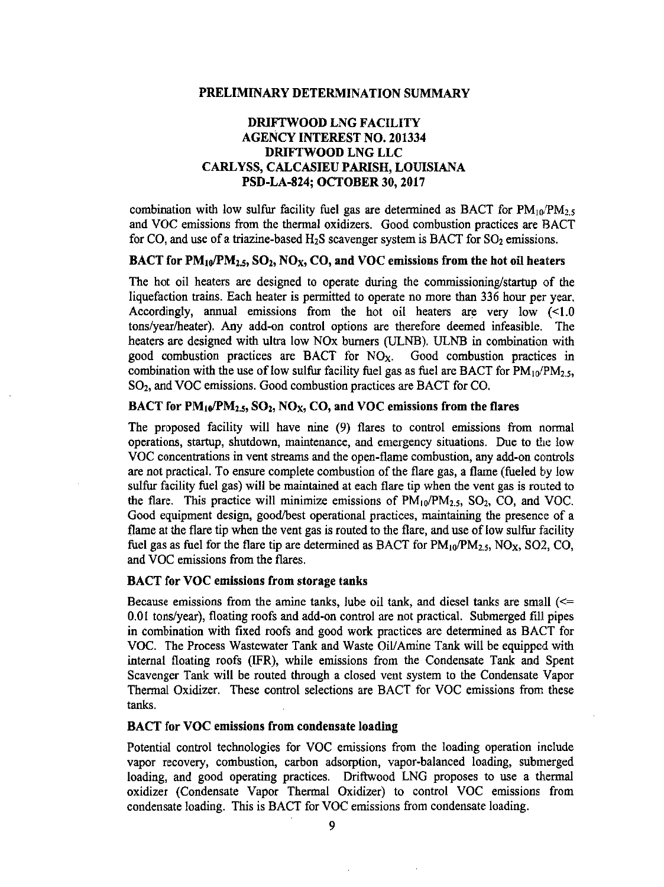**PRELIMINARY DETERMINATION SUMMARY**

**DRIFTWOOD LNG FACILITY**
**AGENCY INTEREST NO. 201334**
**DRIFTWOOD LNG LLC**
**CARLYSS, CALCASIEU PARISH, LOUISIANA**
**PSD-LA-824; OCTOBER 30, 2017**

combination with low sulfur facility fuel gas are determined as BACT for $PM_{10}/PM_{2.5}$ and VOC emissions from the thermal oxidizers. Good combustion practices are BACT for CO, and use of a triazine-based $H_2S$ scavenger system is BACT for $SO_2$ emissions.

### BACT for $PM_{10}/PM_{2.5}$, $SO_2$, $NO_X$, CO, and VOC emissions from the hot oil heaters

The hot oil heaters are designed to operate during the commissioning/startup of the liquefaction trains. Each heater is permitted to operate no more than 336 hour per year. Accordingly, annual emissions from the hot oil heaters are very low (<1.0 tons/year/heater). Any add-on control options are therefore deemed infeasible. The heaters are designed with ultra low NOx burners (ULNB). ULNB in combination with good combustion practices are BACT for $NO_X$. Good combustion practices in combination with the use of low sulfur facility fuel gas as fuel are BACT for $PM_{10}/PM_{2.5}$, $SO_2$, and VOC emissions. Good combustion practices are BACT for CO.

### BACT for $PM_{10}/PM_{2.5}$, $SO_2$, $NO_X$, CO, and VOC emissions from the flares

The proposed facility will have nine (9) flares to control emissions from normal operations, startup, shutdown, maintenance, and emergency situations. Due to the low VOC concentrations in vent streams and the open-flame combustion, any add-on controls are not practical. To ensure complete combustion of the flare gas, a flame (fueled by low sulfur facility fuel gas) will be maintained at each flare tip when the vent gas is routed to the flare. This practice will minimize emissions of $PM_{10}/PM_{2.5}$, $SO_2$, CO, and VOC. Good equipment design, good/best operational practices, maintaining the presence of a flame at the flare tip when the vent gas is routed to the flare, and use of low sulfur facility fuel gas as fuel for the flare tip are determined as BACT for $PM_{10}/PM_{2.5}$, $NO_X$, SO2, CO, and VOC emissions from the flares.

### BACT for VOC emissions from storage tanks

Because emissions from the amine tanks, lube oil tank, and diesel tanks are small (<= 0.01 tons/year), floating roofs and add-on control are not practical. Submerged fill pipes in combination with fixed roofs and good work practices are determined as BACT for VOC. The Process Wastewater Tank and Waste Oil/Amine Tank will be equipped with internal floating roofs (IFR), while emissions from the Condensate Tank and Spent Scavenger Tank will be routed through a closed vent system to the Condensate Vapor Thermal Oxidizer. These control selections are BACT for VOC emissions from these tanks.

### BACT for VOC emissions from condensate loading

Potential control technologies for VOC emissions from the loading operation include vapor recovery, combustion, carbon adsorption, vapor-balanced loading, submerged loading, and good operating practices. Driftwood LNG proposes to use a thermal oxidizer (Condensate Vapor Thermal Oxidizer) to control VOC emissions from condensate loading. This is BACT for VOC emissions from condensate loading.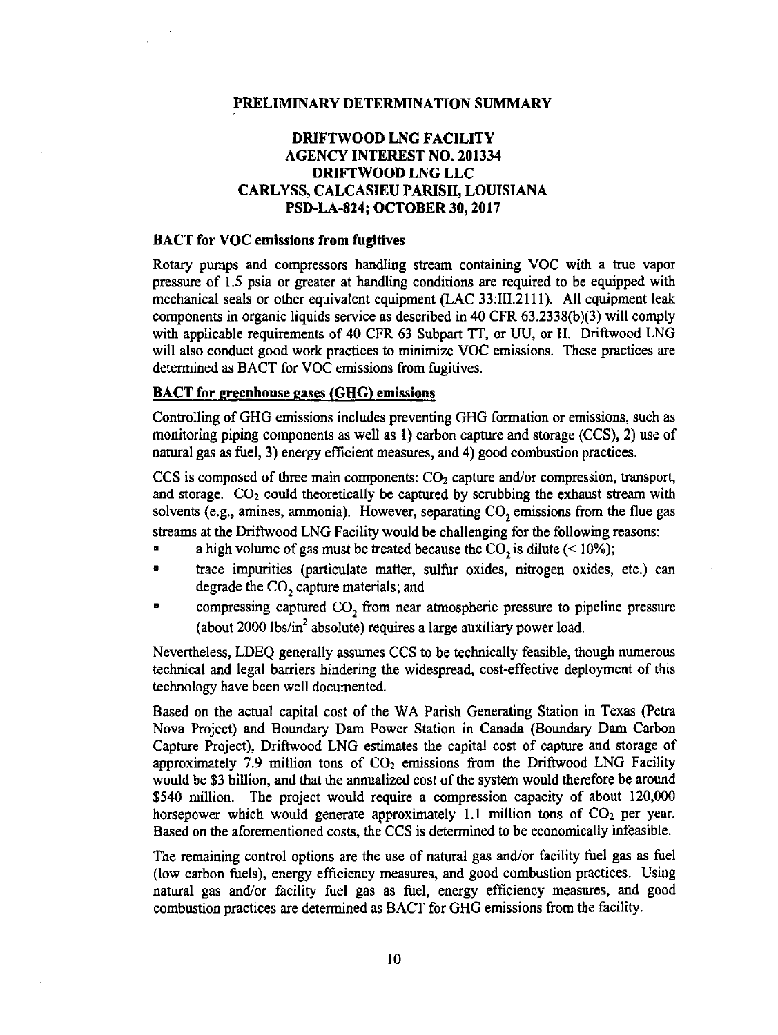**PRELIMINARY DETERMINATION SUMMARY**

**DRIFTWOOD LNG FACILITY**
**AGENCY INTEREST NO. 201334**
**DRIFTWOOD LNG LLC**
**CARLYSS, CALCASIEU PARISH, LOUISIANA**
**PSD-LA-824; OCTOBER 30, 2017**

**BACT for VOC emissions from fugitives**

Rotary pumps and compressors handling stream containing VOC with a true vapor pressure of 1.5 psia or greater at handling conditions are required to be equipped with mechanical seals or other equivalent equipment (LAC 33:III.2111). All equipment leak components in organic liquids service as described in 40 CFR 63.2338(b)(3) will comply with applicable requirements of 40 CFR 63 Subpart TT, or UU, or H. Driftwood LNG will also conduct good work practices to minimize VOC emissions. These practices are determined as BACT for VOC emissions from fugitives.

**BACT for greenhouse gases (GHG) emissions**

Controlling of GHG emissions includes preventing GHG formation or emissions, such as monitoring piping components as well as 1) carbon capture and storage (CCS), 2) use of natural gas as fuel, 3) energy efficient measures, and 4) good combustion practices.

CCS is composed of three main components: $CO_2$ capture and/or compression, transport, and storage. $CO_2$ could theoretically be captured by scrubbing the exhaust stream with solvents (e.g., amines, ammonia). However, separating $CO_2$ emissions from the flue gas streams at the Driftwood LNG Facility would be challenging for the following reasons:

- a high volume of gas must be treated because the $CO_2$ is dilute (< 10%);
- trace impurities (particulate matter, sulfur oxides, nitrogen oxides, etc.) can degrade the $CO_2$ capture materials; and
- compressing captured $CO_2$ from near atmospheric pressure to pipeline pressure (about 2000 $lbs/in^2$ absolute) requires a large auxiliary power load.

Nevertheless, LDEQ generally assumes CCS to be technically feasible, though numerous technical and legal barriers hindering the widespread, cost-effective deployment of this technology have been well documented.

Based on the actual capital cost of the WA Parish Generating Station in Texas (Petra Nova Project) and Boundary Dam Power Station in Canada (Boundary Dam Carbon Capture Project), Driftwood LNG estimates the capital cost of capture and storage of approximately 7.9 million tons of $CO_2$ emissions from the Driftwood LNG Facility would be $3 billion, and that the annualized cost of the system would therefore be around $540 million. The project would require a compression capacity of about 120,000 horsepower which would generate approximately 1.1 million tons of $CO_2$ per year. Based on the aforementioned costs, the CCS is determined to be economically infeasible.

The remaining control options are the use of natural gas and/or facility fuel gas as fuel (low carbon fuels), energy efficiency measures, and good combustion practices. Using natural gas and/or facility fuel gas as fuel, energy efficiency measures, and good combustion practices are determined as BACT for GHG emissions from the facility.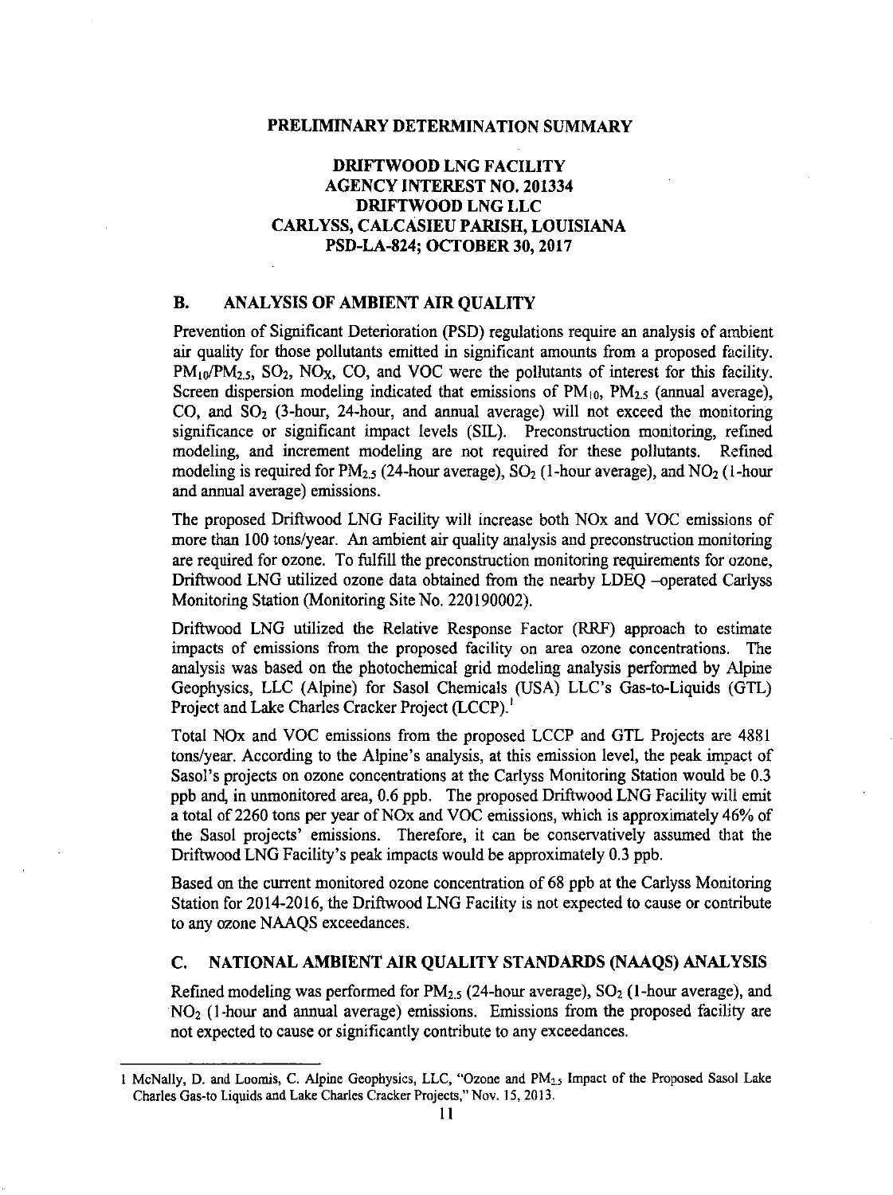**PRELIMINARY DETERMINATION SUMMARY**

**DRIFTWOOD LNG FACILITY**
**AGENCY INTEREST NO. 201334**
**DRIFTWOOD LNG LLC**
**CARLYSS, CALCASIEU PARISH, LOUISIANA**
**PSD-LA-824; OCTOBER 30, 2017**

## B. ANALYSIS OF AMBIENT AIR QUALITY

Prevention of Significant Deterioration (PSD) regulations require an analysis of ambient air quality for those pollutants emitted in significant amounts from a proposed facility. $PM_{10}/PM_{2.5}$, $SO_2$, $NO_X$, CO, and VOC were the pollutants of interest for this facility. Screen dispersion modeling indicated that emissions of $PM_{10}$, $PM_{2.5}$ (annual average), CO, and $SO_2$ (3-hour, 24-hour, and annual average) will not exceed the monitoring significance or significant impact levels (SIL). Preconstruction monitoring, refined modeling, and increment modeling are not required for these pollutants. Refined modeling is required for $PM_{2.5}$ (24-hour average), $SO_2$ (1-hour average), and $NO_2$ (1-hour and annual average) emissions.

The proposed Driftwood LNG Facility will increase both NOx and VOC emissions of more than 100 tons/year. An ambient air quality analysis and preconstruction monitoring are required for ozone. To fulfill the preconstruction monitoring requirements for ozone, Driftwood LNG utilized ozone data obtained from the nearby LDEQ –operated Carlyss Monitoring Station (Monitoring Site No. 220190002).

Driftwood LNG utilized the Relative Response Factor (RRF) approach to estimate impacts of emissions from the proposed facility on area ozone concentrations. The analysis was based on the photochemical grid modeling analysis performed by Alpine Geophysics, LLC (Alpine) for Sasol Chemicals (USA) LLC's Gas-to-Liquids (GTL) Project and Lake Charles Cracker Project (LCCP).[1]

Total NOx and VOC emissions from the proposed LCCP and GTL Projects are 4881 tons/year. According to the Alpine's analysis, at this emission level, the peak impact of Sasol's projects on ozone concentrations at the Carlyss Monitoring Station would be 0.3 ppb and, in unmonitored area, 0.6 ppb. The proposed Driftwood LNG Facility will emit a total of 2260 tons per year of NOx and VOC emissions, which is approximately 46% of the Sasol projects' emissions. Therefore, it can be conservatively assumed that the Driftwood LNG Facility's peak impacts would be approximately 0.3 ppb.

Based on the current monitored ozone concentration of 68 ppb at the Carlyss Monitoring Station for 2014-2016, the Driftwood LNG Facility is not expected to cause or contribute to any ozone NAAQS exceedances.

## C. NATIONAL AMBIENT AIR QUALITY STANDARDS (NAAQS) ANALYSIS

Refined modeling was performed for $PM_{2.5}$ (24-hour average), $SO_2$ (1-hour average), and $NO_2$ (1-hour and annual average) emissions. Emissions from the proposed facility are not expected to cause or significantly contribute to any exceedances.

---

[1] McNally, D. and Loomis, C. Alpine Geophysics, LLC, "Ozone and $PM_{2.5}$ Impact of the Proposed Sasol Lake Charles Gas-to Liquids and Lake Charles Cracker Projects," Nov. 15, 2013.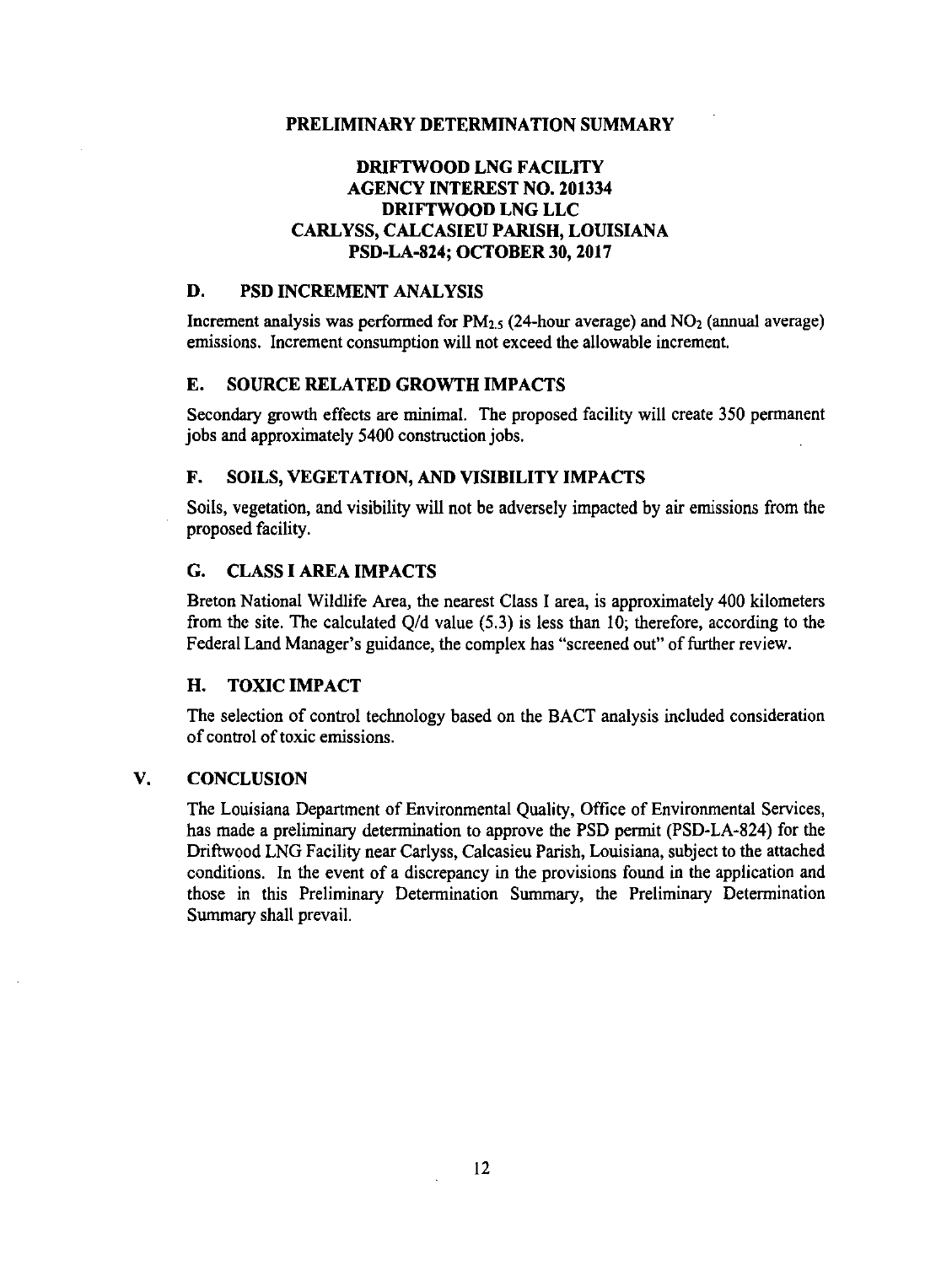**PRELIMINARY DETERMINATION SUMMARY**

**DRIFTWOOD LNG FACILITY**
**AGENCY INTEREST NO. 201334**
**DRIFTWOOD LNG LLC**
**CARLYSS, CALCASIEU PARISH, LOUISIANA**
**PSD-LA-824; OCTOBER 30, 2017**

## D. PSD INCREMENT ANALYSIS

Increment analysis was performed for $PM_{2.5}$ (24-hour average) and $NO_2$ (annual average) emissions. Increment consumption will not exceed the allowable increment.

## E. SOURCE RELATED GROWTH IMPACTS

Secondary growth effects are minimal. The proposed facility will create 350 permanent jobs and approximately 5400 construction jobs.

## F. SOILS, VEGETATION, AND VISIBILITY IMPACTS

Soils, vegetation, and visibility will not be adversely impacted by air emissions from the proposed facility.

## G. CLASS I AREA IMPACTS

Breton National Wildlife Area, the nearest Class I area, is approximately 400 kilometers from the site. The calculated Q/d value (5.3) is less than 10; therefore, according to the Federal Land Manager's guidance, the complex has "screened out" of further review.

## H. TOXIC IMPACT

The selection of control technology based on the BACT analysis included consideration of control of toxic emissions.

# V. CONCLUSION

The Louisiana Department of Environmental Quality, Office of Environmental Services, has made a preliminary determination to approve the PSD permit (PSD-LA-824) for the Driftwood LNG Facility near Carlyss, Calcasieu Parish, Louisiana, subject to the attached conditions. In the event of a discrepancy in the provisions found in the application and those in this Preliminary Determination Summary, the Preliminary Determination Summary shall prevail.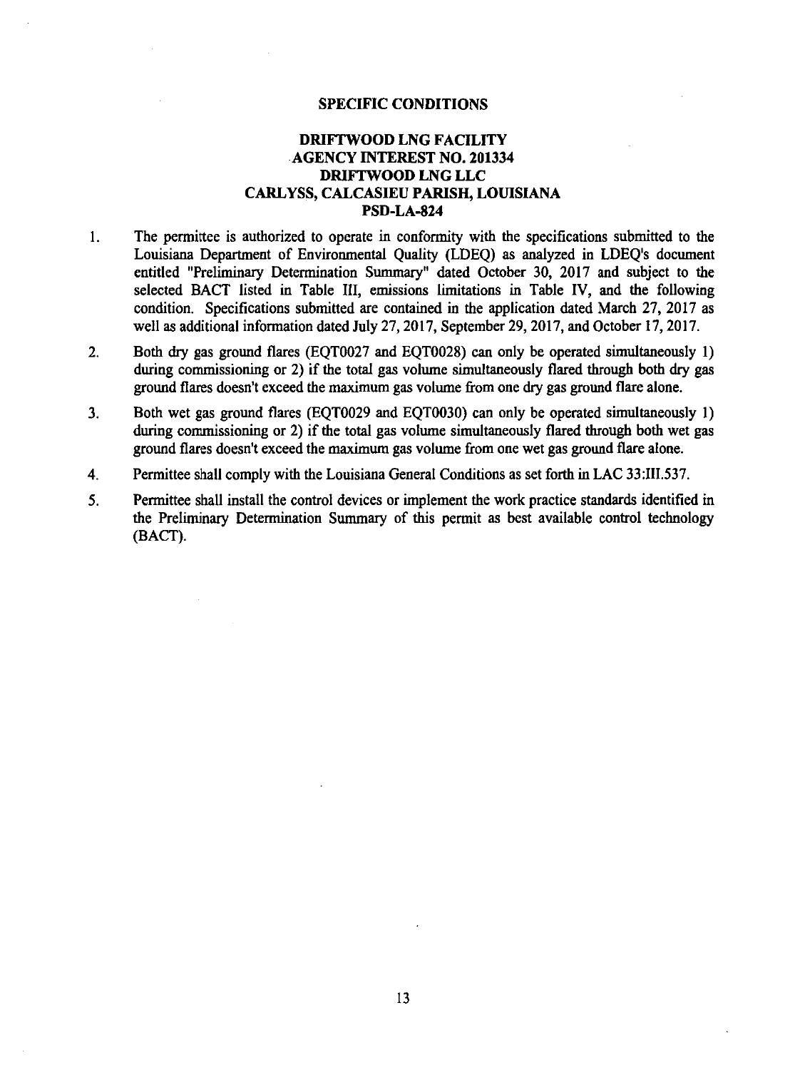## SPECIFIC CONDITIONS

### DRIFTWOOD LNG FACILITY
### AGENCY INTEREST NO. 201334
### DRIFTWOOD LNG LLC
### CARLYSS, CALCASIEU PARISH, LOUISIANA
### PSD-LA-824

1. The permittee is authorized to operate in conformity with the specifications submitted to the Louisiana Department of Environmental Quality (LDEQ) as analyzed in LDEQ's document entitled "Preliminary Determination Summary" dated October 30, 2017 and subject to the selected BACT listed in Table III, emissions limitations in Table IV, and the following condition. Specifications submitted are contained in the application dated March 27, 2017 as well as additional information dated July 27, 2017, September 29, 2017, and October 17, 2017.

2. Both dry gas ground flares (EQT0027 and EQT0028) can only be operated simultaneously 1) during commissioning or 2) if the total gas volume simultaneously flared through both dry gas ground flares doesn't exceed the maximum gas volume from one dry gas ground flare alone.

3. Both wet gas ground flares (EQT0029 and EQT0030) can only be operated simultaneously 1) during commissioning or 2) if the total gas volume simultaneously flared through both wet gas ground flares doesn't exceed the maximum gas volume from one wet gas ground flare alone.

4. Permittee shall comply with the Louisiana General Conditions as set forth in LAC 33:III.537.

5. Permittee shall install the control devices or implement the work practice standards identified in the Preliminary Determination Summary of this permit as best available control technology (BACT).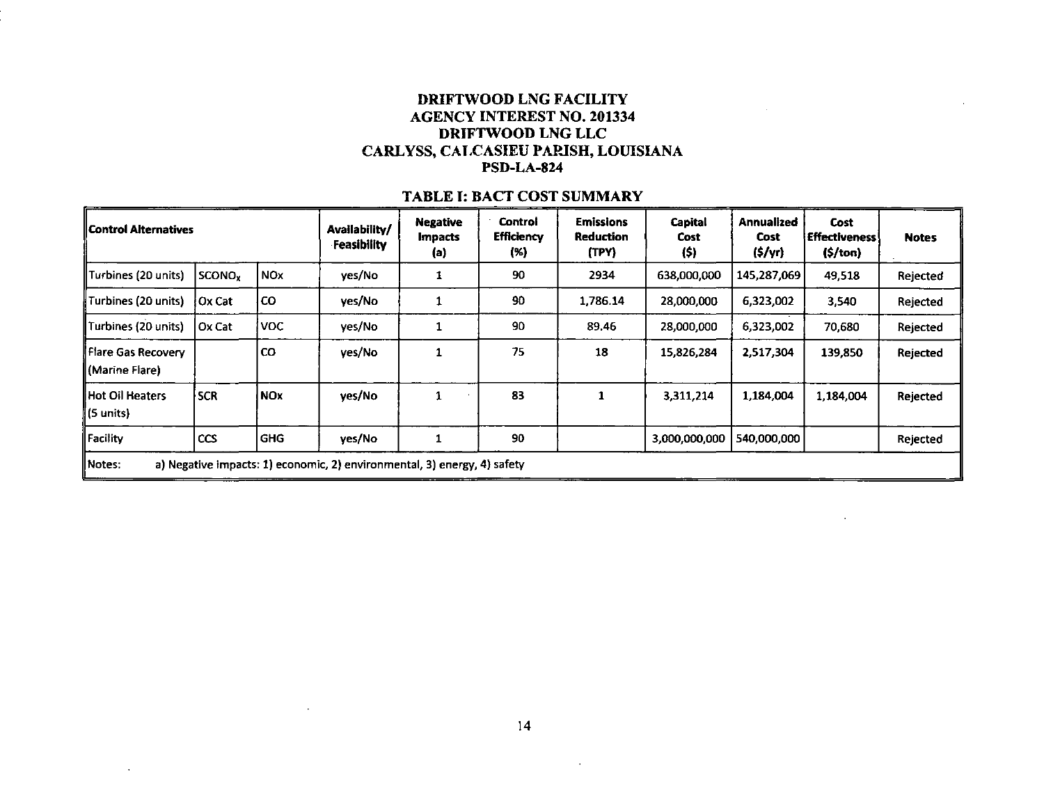**DRIFTWOOD LNG FACILITY**
**AGENCY INTEREST NO. 201334**
**DRIFTWOOD LNG LLC**
**CARLYSS, CALCASIEU PARISH, LOUISIANA**
**PSD-LA-824**

**TABLE I: BACT COST SUMMARY**

| Control Alternatives | | | Availability/ Feasibility | Negative Impacts (a) | Control Efficiency (%) | Emissions Reduction (TPY) | Capital Cost ($) | Annualized Cost ($/yr) | Cost Effectiveness ($/ton) | Notes |
|---|---|---|---|---|---|---|---|---|---|---|
| Turbines (20 units) | $SCONO_x$ | NOx | yes/No | 1 | 90 | 2934 | 638,000,000 | 145,287,069 | 49,518 | Rejected |
| Turbines (20 units) | Ox Cat | CO | yes/No | 1 | 90 | 1,786.14 | 28,000,000 | 6,323,002 | 3,540 | Rejected |
| Turbines (20 units) | Ox Cat | VOC | yes/No | 1 | 90 | 89.46 | 28,000,000 | 6,323,002 | 70,680 | Rejected |
| Flare Gas Recovery (Marine Flare) | | CO | yes/No | 1 | 75 | 18 | 15,826,284 | 2,517,304 | 139,850 | Rejected |
| Hot Oil Heaters (5 units) | SCR | NOx | yes/No | 1 | 83 | 1 | 3,311,214 | 1,184,004 | 1,184,004 | Rejected |
| Facility | CCS | GHG | yes/No | 1 | 90 | | 3,000,000,000 | 540,000,000 | | Rejected |
| Notes: | a) Negative impacts: 1) economic, 2) environmental, 3) energy, 4) safety | | | | | | | | | |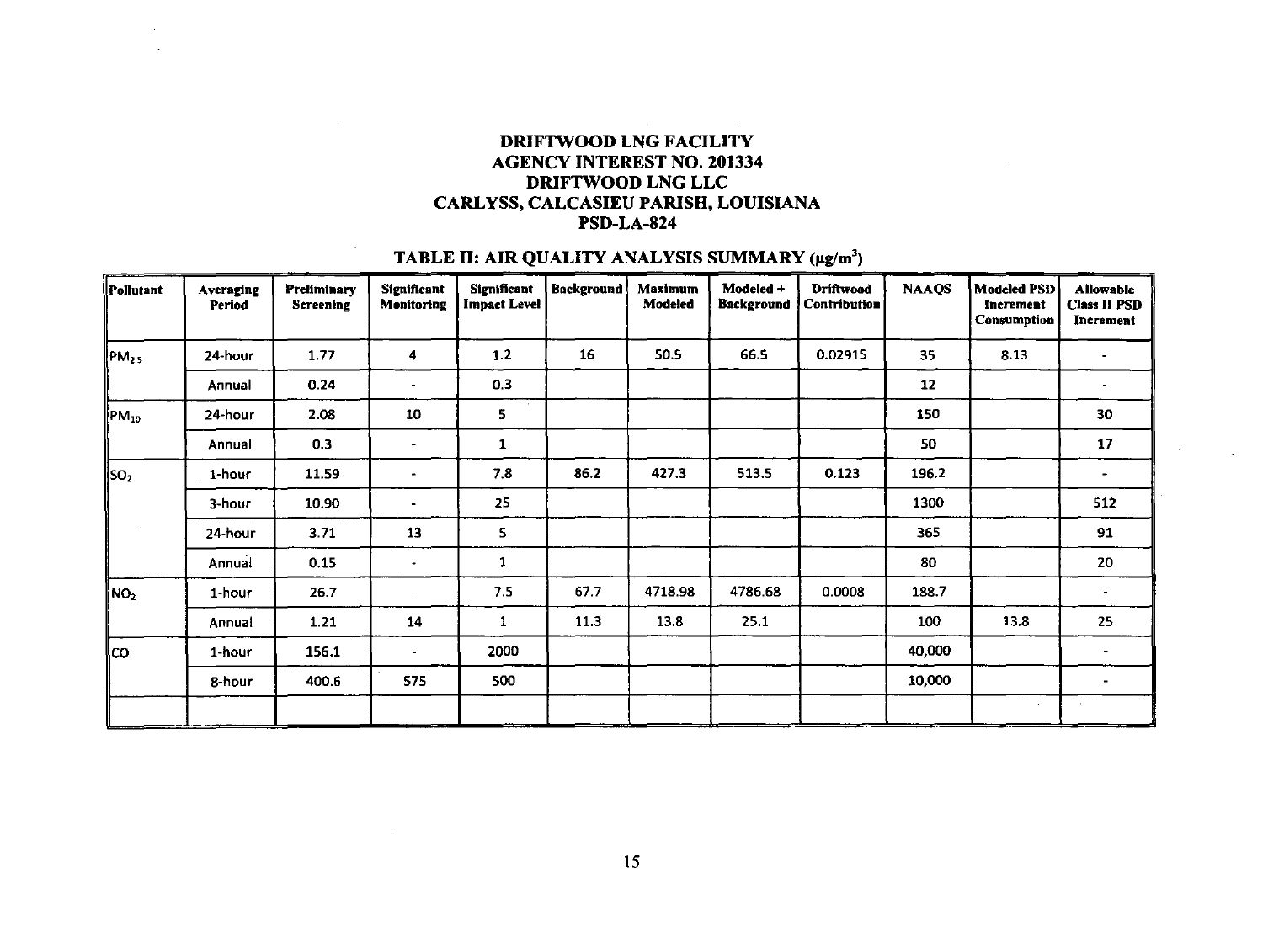**DRIFTWOOD LNG FACILITY**
**AGENCY INTEREST NO. 201334**
**DRIFTWOOD LNG LLC**
**CARLYSS, CALCASIEU PARISH, LOUISIANA**
**PSD-LA-824**

**TABLE II: AIR QUALITY ANALYSIS SUMMARY (μg/m³)**

| Pollutant | Averaging Period | Preliminary Screening | Significant Monitoring | Significant Impact Level | Background | Maximum Modeled | Modeled + Background | Driftwood Contribution | NAAQS | Modeled PSD Increment Consumption | Allowable Class II PSD Increment |
|---|---|---|---|---|---|---|---|---|---|---|---|
| $PM_{2.5}$ | 24-hour | 1.77 | 4 | 1.2 | 16 | 50.5 | 66.5 | 0.02915 | 35 | 8.13 | - |
| | Annual | 0.24 | - | 0.3 | | | | | 12 | | - |
| $PM_{10}$ | 24-hour | 2.08 | 10 | 5 | | | | | 150 | | 30 |
| | Annual | 0.3 | - | 1 | | | | | 50 | | 17 |
| $SO_2$ | 1-hour | 11.59 | - | 7.8 | 86.2 | 427.3 | 513.5 | 0.123 | 196.2 | | - |
| | 3-hour | 10.90 | - | 25 | | | | | 1300 | | 512 |
| | 24-hour | 3.71 | 13 | 5 | | | | | 365 | | 91 |
| | Annual | 0.15 | - | 1 | | | | | 80 | | 20 |
| $NO_2$ | 1-hour | 26.7 | - | 7.5 | 67.7 | 4718.98 | 4786.68 | 0.0008 | 188.7 | | - |
| | Annual | 1.21 | 14 | 1 | 11.3 | 13.8 | 25.1 | | 100 | 13.8 | 25 |
| CO | 1-hour | 156.1 | - | 2000 | | | | | 40,000 | | - |
| | 8-hour | 400.6 | 575 | 500 | | | | | 10,000 | | - |
| | | | | | | | | | | | |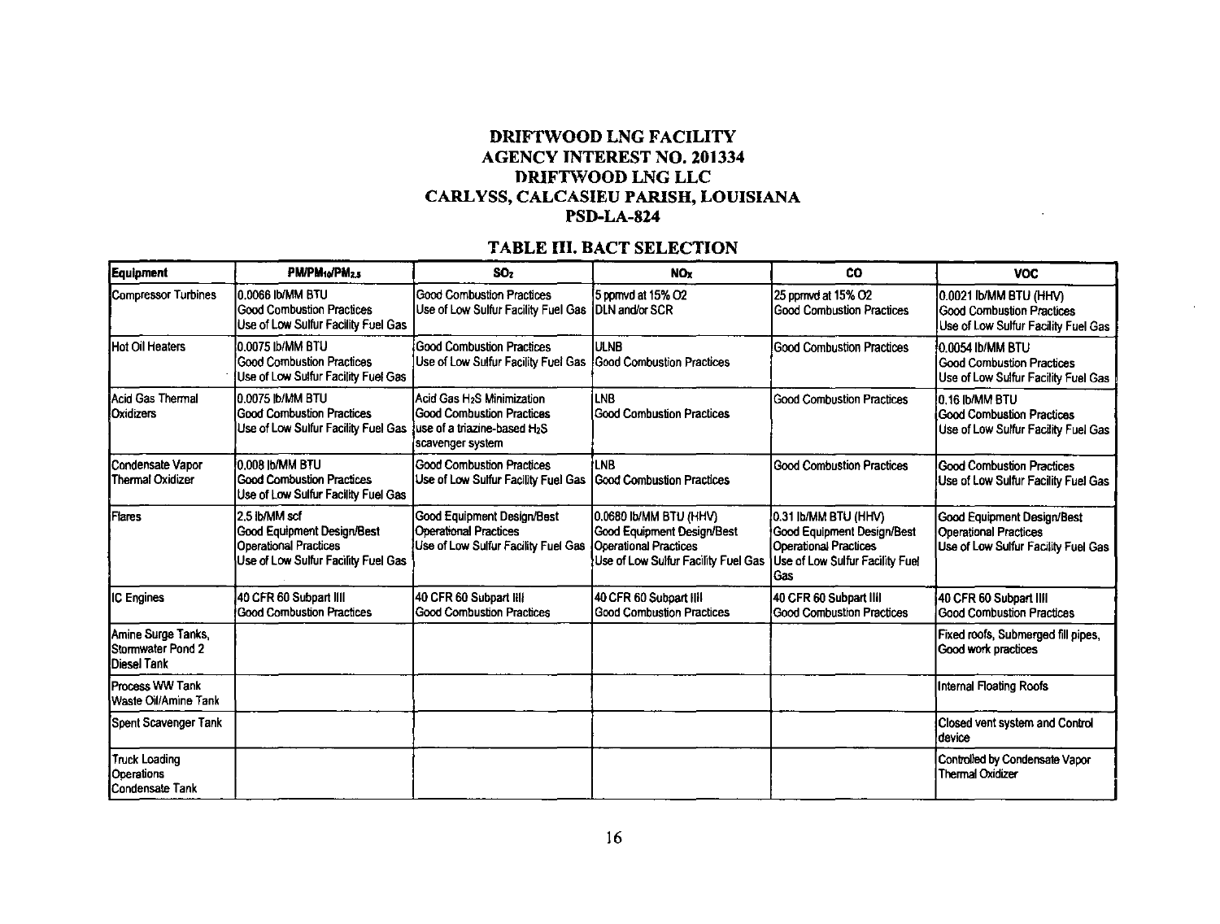# DRIFTWOOD LNG FACILITY
# AGENCY INTEREST NO. 201334
# DRIFTWOOD LNG LLC
# CARLYSS, CALCASIEU PARISH, LOUISIANA
# PSD-LA-824

## TABLE III. BACT SELECTION

| Equipment | PM/$PM_{10}$/$PM_{2.5}$ | $SO_2$ | $NO_X$ | CO | VOC |
|---|---|---|---|---|---|
| Compressor Turbines | 0.0066 lb/MM BTU<br>Good Combustion Practices<br>Use of Low Sulfur Facility Fuel Gas | Good Combustion Practices<br>Use of Low Sulfur Facility Fuel Gas | 5 ppmvd at 15% O2<br>DLN and/or SCR | 25 ppmvd at 15% O2<br>Good Combustion Practices | 0.0021 lb/MM BTU (HHV)<br>Good Combustion Practices<br>Use of Low Sulfur Facility Fuel Gas |
| Hot Oil Heaters | 0.0075 lb/MM BTU<br>Good Combustion Practices<br>Use of Low Sulfur Facility Fuel Gas | Good Combustion Practices<br>Use of Low Sulfur Facility Fuel Gas | ULNB<br>Good Combustion Practices | Good Combustion Practices | 0.0054 lb/MM BTU<br>Good Combustion Practices<br>Use of Low Sulfur Facility Fuel Gas |
| Acid Gas Thermal Oxidizers | 0.0075 lb/MM BTU<br>Good Combustion Practices<br>Use of Low Sulfur Facility Fuel Gas | Acid Gas $H_2S$ Minimization<br>Good Combustion Practices<br>use of a triazine-based $H_2S$ scavenger system | LNB<br>Good Combustion Practices | Good Combustion Practices | 0.16 lb/MM BTU<br>Good Combustion Practices<br>Use of Low Sulfur Facility Fuel Gas |
| Condensate Vapor Thermal Oxidizer | 0.008 lb/MM BTU<br>Good Combustion Practices<br>Use of Low Sulfur Facility Fuel Gas | Good Combustion Practices<br>Use of Low Sulfur Facility Fuel Gas | LNB<br>Good Combustion Practices | Good Combustion Practices | Good Combustion Practices<br>Use of Low Sulfur Facility Fuel Gas |
| Flares | 2.5 lb/MM scf<br>Good Equipment Design/Best Operational Practices<br>Use of Low Sulfur Facility Fuel Gas | Good Equipment Design/Best Operational Practices<br>Use of Low Sulfur Facility Fuel Gas | 0.0680 lb/MM BTU (HHV)<br>Good Equipment Design/Best Operational Practices<br>Use of Low Sulfur Facility Fuel Gas | 0.31 lb/MM BTU (HHV)<br>Good Equipment Design/Best Operational Practices<br>Use of Low Sulfur Facility Fuel Gas | Good Equipment Design/Best Operational Practices<br>Use of Low Sulfur Facility Fuel Gas |
| IC Engines | 40 CFR 60 Subpart IIII<br>Good Combustion Practices | 40 CFR 60 Subpart IIII<br>Good Combustion Practices | 40 CFR 60 Subpart IIII<br>Good Combustion Practices | 40 CFR 60 Subpart IIII<br>Good Combustion Practices | 40 CFR 60 Subpart IIII<br>Good Combustion Practices |
| Amine Surge Tanks, Stormwater Pond 2 Diesel Tank | | | | | Fixed roofs, Submerged fill pipes, Good work practices |
| Process WW Tank Waste Oil/Amine Tank | | | | | Internal Floating Roofs |
| Spent Scavenger Tank | | | | | Closed vent system and Control device |
| Truck Loading Operations Condensate Tank | | | | | Controlled by Condensate Vapor Thermal Oxidizer |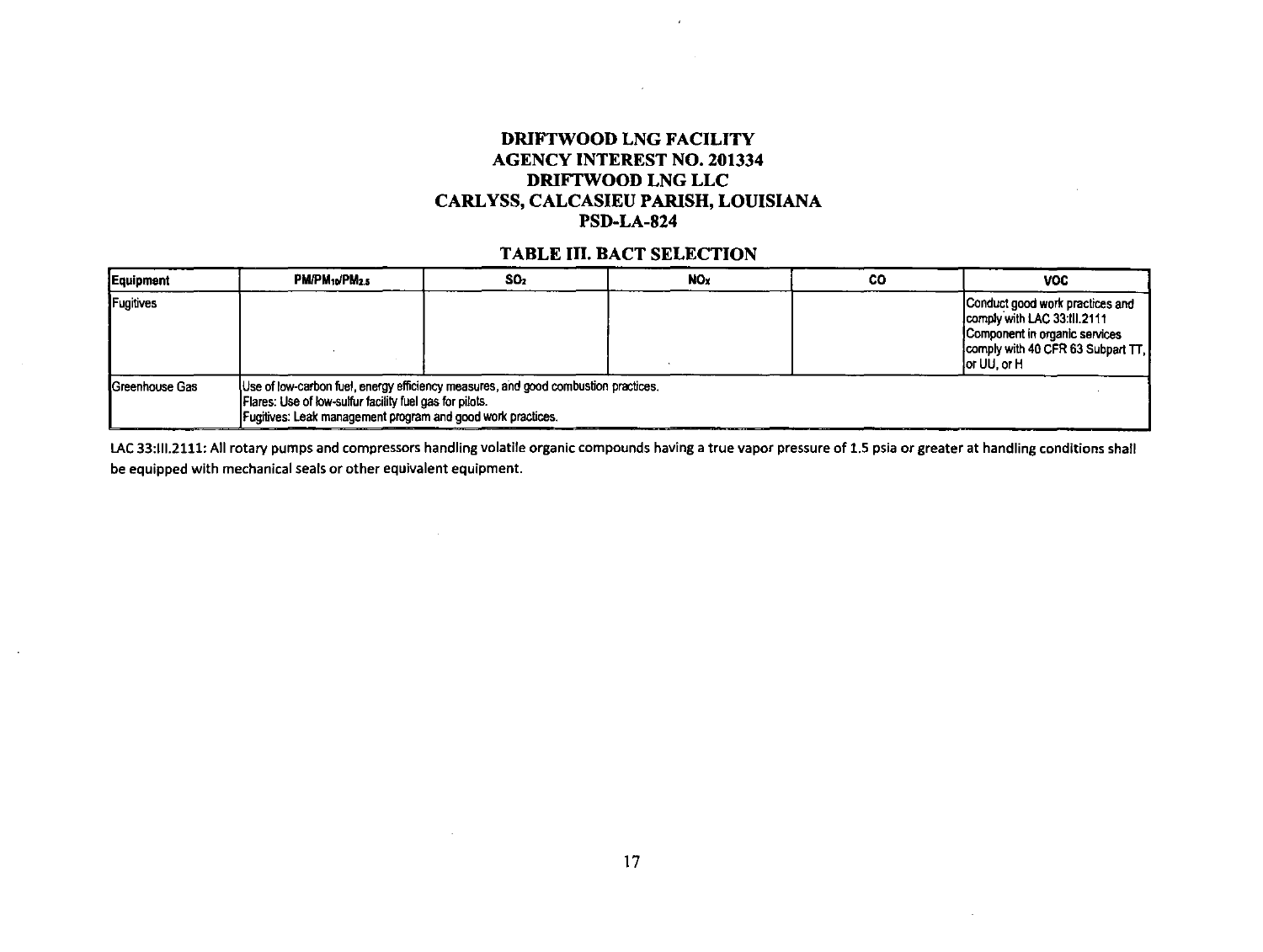# DRIFTWOOD LNG FACILITY
# AGENCY INTEREST NO. 201334
# DRIFTWOOD LNG LLC
# CARLYSS, CALCASIEU PARISH, LOUISIANA
# PSD-LA-824

## TABLE III. BACT SELECTION

| Equipment | $PM/PM_{10}/PM_{2.5}$ | $SO_2$ | $NO_X$ | CO | VOC |
|---|---|---|---|---|---|
| Fugitives | | | | | Conduct good work practices and comply with LAC 33:III.2111 Component in organic services comply with 40 CFR 63 Subpart TT, or UU, or H |
| Greenhouse Gas | Use of low-carbon fuel, energy efficiency measures, and good combustion practices. Flares: Use of low-sulfur facility fuel gas for pilots. Fugitives: Leak management program and good work practices. | | | | |

LAC 33:III.2111: All rotary pumps and compressors handling volatile organic compounds having a true vapor pressure of 1.5 psia or greater at handling conditions shall be equipped with mechanical seals or other equivalent equipment.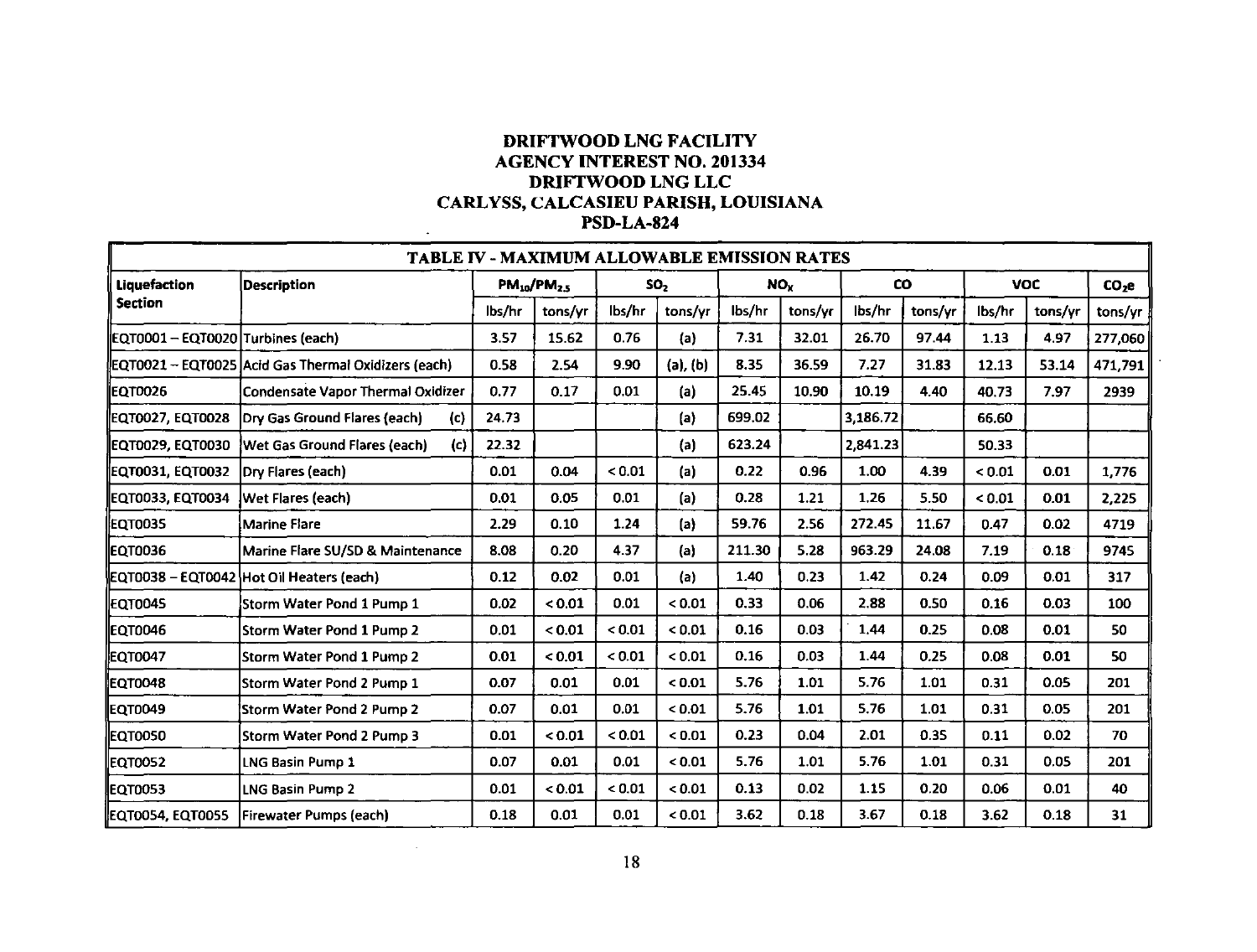# DRIFTWOOD LNG FACILITY
## AGENCY INTEREST NO. 201334
## DRIFTWOOD LNG LLC
## CARLYSS, CALCASIEU PARISH, LOUISIANA
## PSD-LA-824

**TABLE IV - MAXIMUM ALLOWABLE EMISSION RATES**

| Liquefaction Section | Description | $PM_{10}/PM_{2.5}$ | | $SO_2$ | | $NO_X$ | | CO | | VOC | | $CO_2e$ |
|---|---|---|---|---|---|---|---|---|---|---|---|---|
| | | lbs/hr | tons/yr | lbs/hr | tons/yr | lbs/hr | tons/yr | lbs/hr | tons/yr | lbs/hr | tons/yr | tons/yr |
| EQT0001 – EQT0020 | Turbines (each) | 3.57 | 15.62 | 0.76 | (a) | 7.31 | 32.01 | 26.70 | 97.44 | 1.13 | 4.97 | 277,060 |
| EQT0021 – EQT0025 | Acid Gas Thermal Oxidizers (each) | 0.58 | 2.54 | 9.90 | (a), (b) | 8.35 | 36.59 | 7.27 | 31.83 | 12.13 | 53.14 | 471,791 |
| EQT0026 | Condensate Vapor Thermal Oxidizer | 0.77 | 0.17 | 0.01 | (a) | 25.45 | 10.90 | 10.19 | 4.40 | 40.73 | 7.97 | 2939 |
| EQT0027, EQT0028 | Dry Gas Ground Flares (each) (c) | 24.73 | | | (a) | 699.02 | | 3,186.72 | | 66.60 | | |
| EQT0029, EQT0030 | Wet Gas Ground Flares (each) (c) | 22.32 | | | (a) | 623.24 | | 2,841.23 | | 50.33 | | |
| EQT0031, EQT0032 | Dry Flares (each) | 0.01 | 0.04 | < 0.01 | (a) | 0.22 | 0.96 | 1.00 | 4.39 | < 0.01 | 0.01 | 1,776 |
| EQT0033, EQT0034 | Wet Flares (each) | 0.01 | 0.05 | 0.01 | (a) | 0.28 | 1.21 | 1.26 | 5.50 | < 0.01 | 0.01 | 2,225 |
| EQT0035 | Marine Flare | 2.29 | 0.10 | 1.24 | (a) | 59.76 | 2.56 | 272.45 | 11.67 | 0.47 | 0.02 | 4719 |
| EQT0036 | Marine Flare SU/SD & Maintenance | 8.08 | 0.20 | 4.37 | (a) | 211.30 | 5.28 | 963.29 | 24.08 | 7.19 | 0.18 | 9745 |
| EQT0038 – EQT0042 | Hot Oil Heaters (each) | 0.12 | 0.02 | 0.01 | (a) | 1.40 | 0.23 | 1.42 | 0.24 | 0.09 | 0.01 | 317 |
| EQT0045 | Storm Water Pond 1 Pump 1 | 0.02 | < 0.01 | 0.01 | < 0.01 | 0.33 | 0.06 | 2.88 | 0.50 | 0.16 | 0.03 | 100 |
| EQT0046 | Storm Water Pond 1 Pump 2 | 0.01 | < 0.01 | < 0.01 | < 0.01 | 0.16 | 0.03 | 1.44 | 0.25 | 0.08 | 0.01 | 50 |
| EQT0047 | Storm Water Pond 1 Pump 2 | 0.01 | < 0.01 | < 0.01 | < 0.01 | 0.16 | 0.03 | 1.44 | 0.25 | 0.08 | 0.01 | 50 |
| EQT0048 | Storm Water Pond 2 Pump 1 | 0.07 | 0.01 | 0.01 | < 0.01 | 5.76 | 1.01 | 5.76 | 1.01 | 0.31 | 0.05 | 201 |
| EQT0049 | Storm Water Pond 2 Pump 2 | 0.07 | 0.01 | 0.01 | < 0.01 | 5.76 | 1.01 | 5.76 | 1.01 | 0.31 | 0.05 | 201 |
| EQT0050 | Storm Water Pond 2 Pump 3 | 0.01 | < 0.01 | < 0.01 | < 0.01 | 0.23 | 0.04 | 2.01 | 0.35 | 0.11 | 0.02 | 70 |
| EQT0052 | LNG Basin Pump 1 | 0.07 | 0.01 | 0.01 | < 0.01 | 5.76 | 1.01 | 5.76 | 1.01 | 0.31 | 0.05 | 201 |
| EQT0053 | LNG Basin Pump 2 | 0.01 | < 0.01 | < 0.01 | < 0.01 | 0.13 | 0.02 | 1.15 | 0.20 | 0.06 | 0.01 | 40 |
| EQT0054, EQT0055 | Firewater Pumps (each) | 0.18 | 0.01 | 0.01 | < 0.01 | 3.62 | 0.18 | 3.67 | 0.18 | 3.62 | 0.18 | 31 |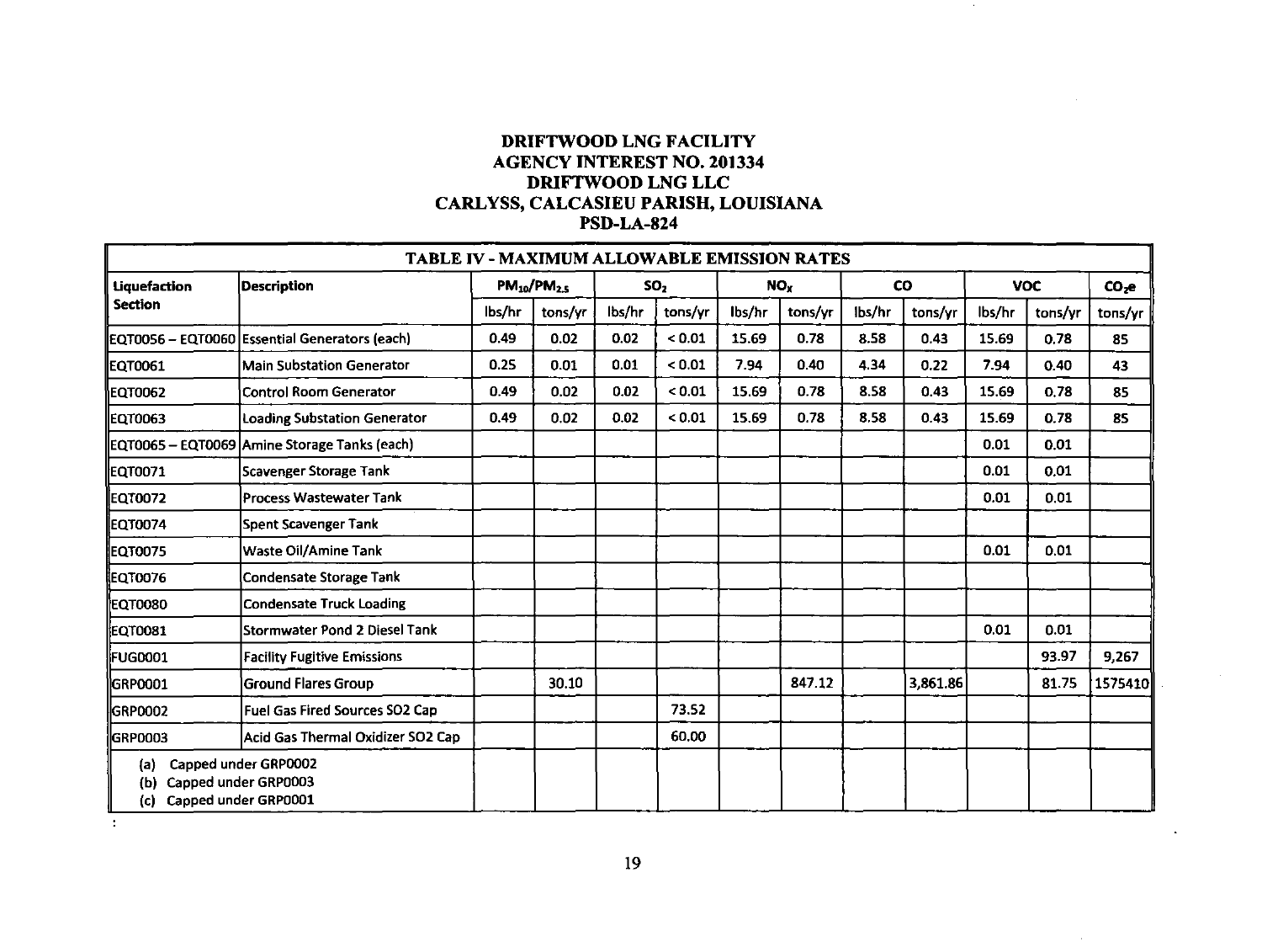**DRIFTWOOD LNG FACILITY**
**AGENCY INTEREST NO. 201334**
**DRIFTWOOD LNG LLC**
**CARLYSS, CALCASIEU PARISH, LOUISIANA**
**PSD-LA-824**

**TABLE IV - MAXIMUM ALLOWABLE EMISSION RATES**

| Liquefaction Section | Description | $PM_{10}/PM_{2.5}$ | | $SO_2$ | | $NO_X$ | | CO | | VOC | | $CO_2e$ |
|---|---|---|---|---|---|---|---|---|---|---|---|---|
| | | lbs/hr | tons/yr | lbs/hr | tons/yr | lbs/hr | tons/yr | lbs/hr | tons/yr | lbs/hr | tons/yr | tons/yr |
| EQT0056 – EQT0060 | Essential Generators (each) | 0.49 | 0.02 | 0.02 | < 0.01 | 15.69 | 0.78 | 8.58 | 0.43 | 15.69 | 0.78 | 85 |
| EQT0061 | Main Substation Generator | 0.25 | 0.01 | 0.01 | < 0.01 | 7.94 | 0.40 | 4.34 | 0.22 | 7.94 | 0.40 | 43 |
| EQT0062 | Control Room Generator | 0.49 | 0.02 | 0.02 | < 0.01 | 15.69 | 0.78 | 8.58 | 0.43 | 15.69 | 0.78 | 85 |
| EQT0063 | Loading Substation Generator | 0.49 | 0.02 | 0.02 | < 0.01 | 15.69 | 0.78 | 8.58 | 0.43 | 15.69 | 0.78 | 85 |
| EQT0065 – EQT0069 | Amine Storage Tanks (each) | | | | | | | | | 0.01 | 0.01 | |
| EQT0071 | Scavenger Storage Tank | | | | | | | | | 0.01 | 0.01 | |
| EQT0072 | Process Wastewater Tank | | | | | | | | | 0.01 | 0.01 | |
| EQT0074 | Spent Scavenger Tank | | | | | | | | | | | |
| EQT0075 | Waste Oil/Amine Tank | | | | | | | | | 0.01 | 0.01 | |
| EQT0076 | Condensate Storage Tank | | | | | | | | | | | |
| EQT0080 | Condensate Truck Loading | | | | | | | | | | | |
| EQT0081 | Stormwater Pond 2 Diesel Tank | | | | | | | | | 0.01 | 0.01 | |
| FUG0001 | Facility Fugitive Emissions | | | | | | | | | | 93.97 | 9,267 |
| GRP0001 | Ground Flares Group | | 30.10 | | | | 847.12 | | 3,861.86 | | 81.75 | 1575410 |
| GRP0002 | Fuel Gas Fired Sources SO2 Cap | | | | 73.52 | | | | | | | |
| GRP0003 | Acid Gas Thermal Oxidizer SO2 Cap | | | | 60.00 | | | | | | | |
| (a) Capped under GRP0002<br>(b) Capped under GRP0003<br>(c) Capped under GRP0001 | | | | | | | | | | | | |